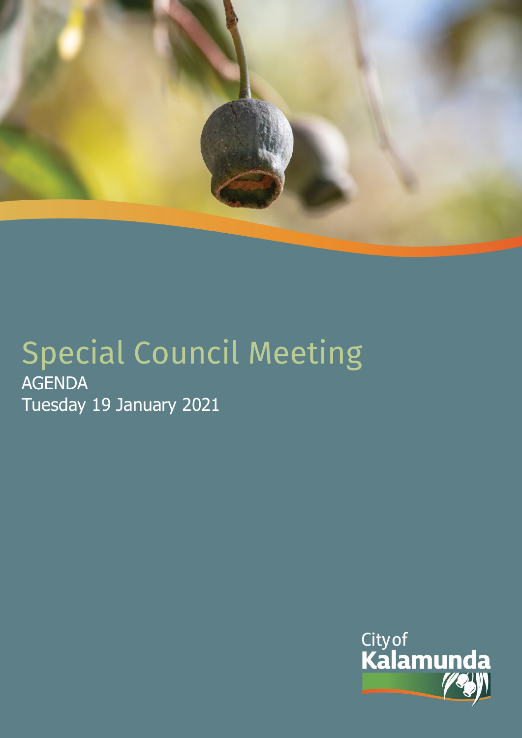# Special Council Meeting

AGENDA

Tuesday 19 January 2021

City of Kalamunda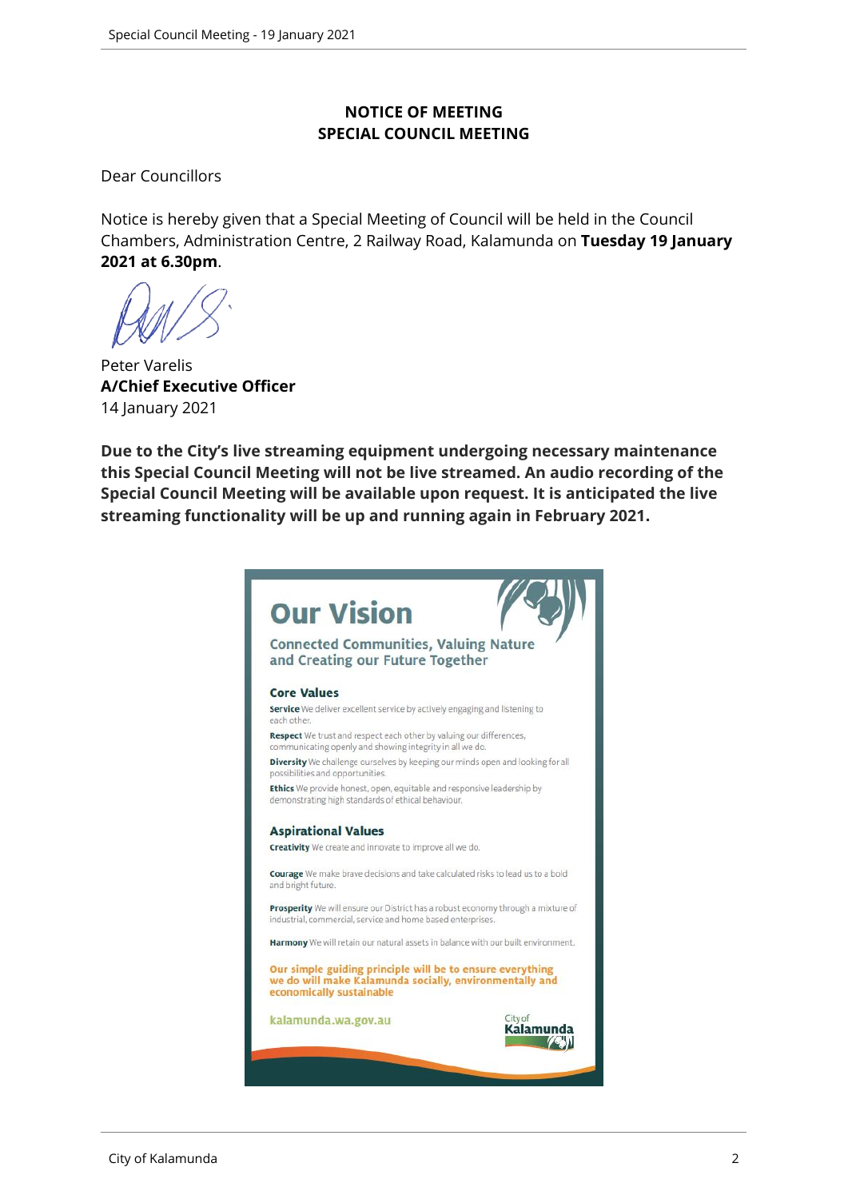# NOTICE OF MEETING
# SPECIAL COUNCIL MEETING

Dear Councillors

Notice is hereby given that a Special Meeting of Council will be held in the Council Chambers, Administration Centre, 2 Railway Road, Kalamunda on **Tuesday 19 January 2021 at 6.30pm**.

Peter Varelis
**A/Chief Executive Officer**
14 January 2021

**Due to the City's live streaming equipment undergoing necessary maintenance this Special Council Meeting will not be live streamed. An audio recording of the Special Council Meeting will be available upon request. It is anticipated the live streaming functionality will be up and running again in February 2021.**

## Our Vision

**Connected Communities, Valuing Nature and Creating our Future Together**

### Core Values

**Service** We deliver excellent service by actively engaging and listening to each other.

**Respect** We trust and respect each other by valuing our differences, communicating openly and showing integrity in all we do.

**Diversity** We challenge ourselves by keeping our minds open and looking for all possibilities and opportunities.

**Ethics** We provide honest, open, equitable and responsive leadership by demonstrating high standards of ethical behaviour.

### Aspirational Values

**Creativity** We create and innovate to improve all we do.

**Courage** We make brave decisions and take calculated risks to lead us to a bold and bright future.

**Prosperity** We will ensure our District has a robust economy through a mixture of industrial, commercial, service and home based enterprises.

**Harmony** We will retain our natural assets in balance with our built environment.

**Our simple guiding principle will be to ensure everything we do will make Kalamunda socially, environmentally and economically sustainable**

kalamunda.wa.gov.au

City of Kalamunda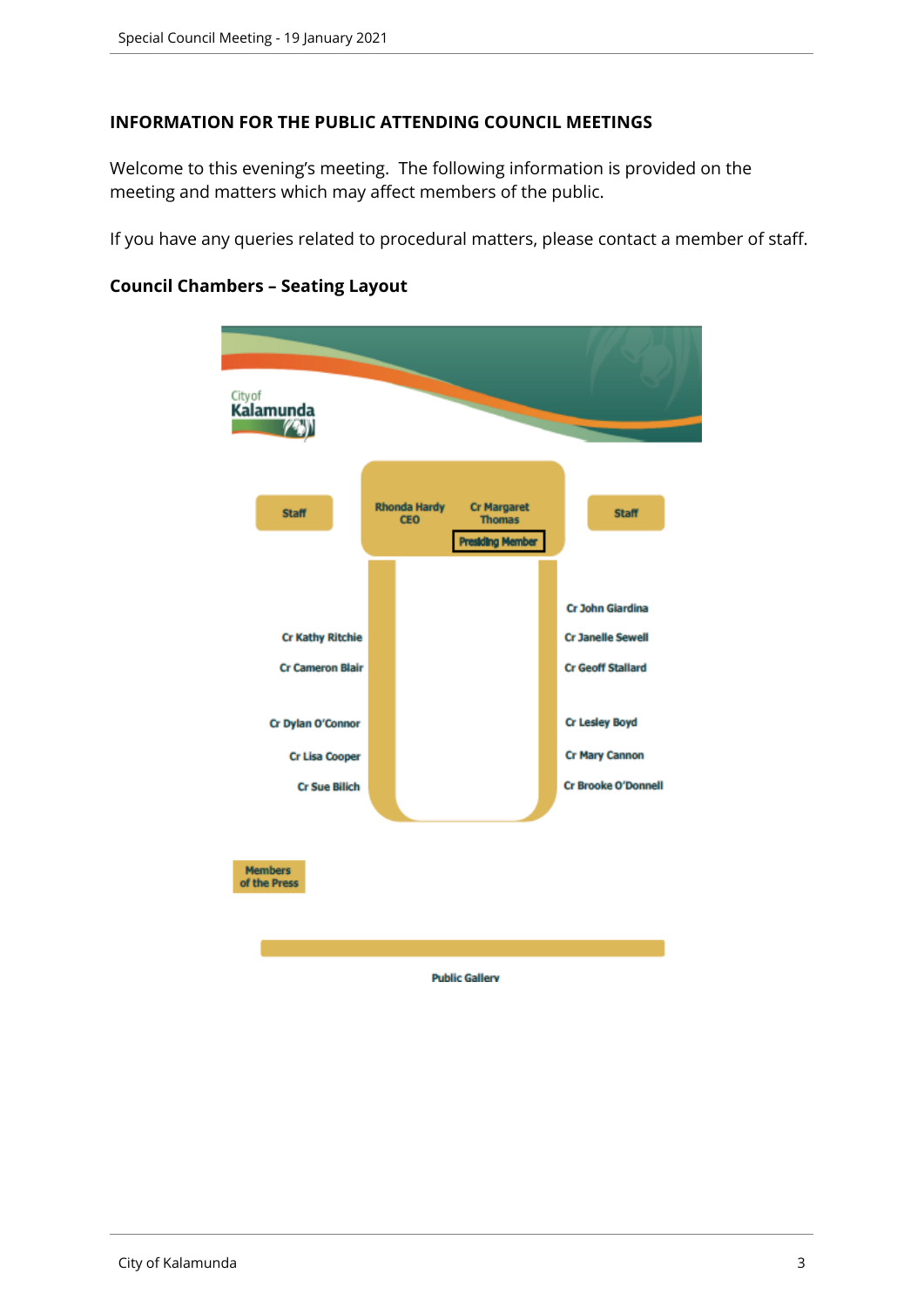## INFORMATION FOR THE PUBLIC ATTENDING COUNCIL MEETINGS

Welcome to this evening's meeting. The following information is provided on the meeting and matters which may affect members of the public.

If you have any queries related to procedural matters, please contact a member of staff.

### Council Chambers – Seating Layout

City of Kalamunda

Staff

Rhonda Hardy CEO

Cr Margaret Thomas

Presiding Member

Staff

Cr John Giardina

Cr Kathy Ritchie

Cr Janelle Sewell

Cr Cameron Blair

Cr Geoff Stallard

Cr Dylan O'Connor

Cr Lesley Boyd

Cr Lisa Cooper

Cr Mary Cannon

Cr Sue Bilich

Cr Brooke O'Donnell

Members of the Press

Public Gallery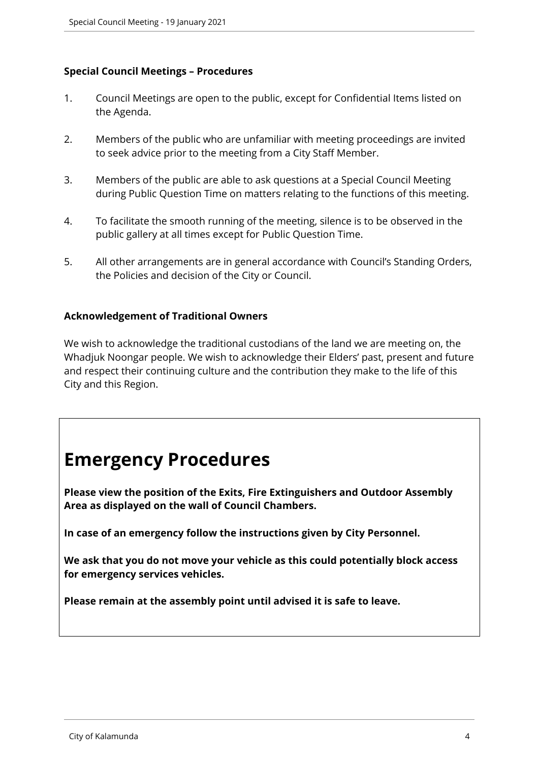**Special Council Meetings – Procedures**

1. Council Meetings are open to the public, except for Confidential Items listed on the Agenda.

2. Members of the public who are unfamiliar with meeting proceedings are invited to seek advice prior to the meeting from a City Staff Member.

3. Members of the public are able to ask questions at a Special Council Meeting during Public Question Time on matters relating to the functions of this meeting.

4. To facilitate the smooth running of the meeting, silence is to be observed in the public gallery at all times except for Public Question Time.

5. All other arrangements are in general accordance with Council's Standing Orders, the Policies and decision of the City or Council.

**Acknowledgement of Traditional Owners**

We wish to acknowledge the traditional custodians of the land we are meeting on, the Whadjuk Noongar people. We wish to acknowledge their Elders' past, present and future and respect their continuing culture and the contribution they make to the life of this City and this Region.

# Emergency Procedures

**Please view the position of the Exits, Fire Extinguishers and Outdoor Assembly Area as displayed on the wall of Council Chambers.**

**In case of an emergency follow the instructions given by City Personnel.**

**We ask that you do not move your vehicle as this could potentially block access for emergency services vehicles.**

**Please remain at the assembly point until advised it is safe to leave.**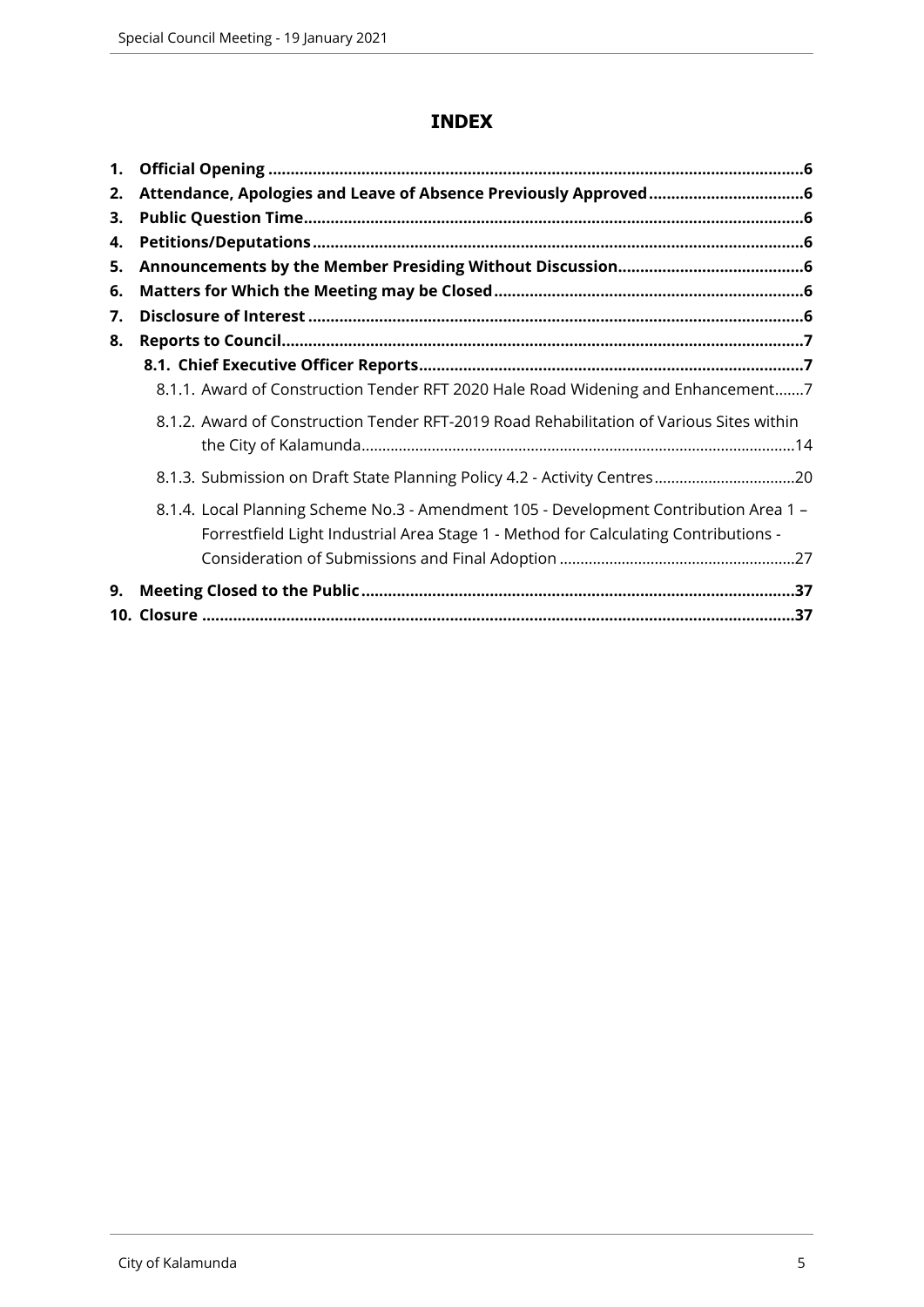# INDEX

1. **Official Opening .......................................................................................................................6**
2. **Attendance, Apologies and Leave of Absence Previously Approved ..................................6**
3. **Public Question Time ...............................................................................................................6**
4. **Petitions/Deputations .............................................................................................................6**
5. **Announcements by the Member Presiding Without Discussion .........................................6**
6. **Matters for Which the Meeting may be Closed .....................................................................6**
7. **Disclosure of Interest ...............................................................................................................6**
8. **Reports to Council ....................................................................................................................7**
   - **8.1. Chief Executive Officer Reports .......................................................................................7**
     - 8.1.1. Award of Construction Tender RFT 2020 Hale Road Widening and Enhancement .......7
     - 8.1.2. Award of Construction Tender RFT-2019 Road Rehabilitation of Various Sites within the City of Kalamunda .......................................................................................................14
     - 8.1.3. Submission on Draft State Planning Policy 4.2 - Activity Centres .................................20
     - 8.1.4. Local Planning Scheme No.3 - Amendment 105 - Development Contribution Area 1 – Forrestfield Light Industrial Area Stage 1 - Method for Calculating Contributions - Consideration of Submissions and Final Adoption ........................................................27
9. **Meeting Closed to the Public ..................................................................................................37**
10. **Closure .....................................................................................................................................37**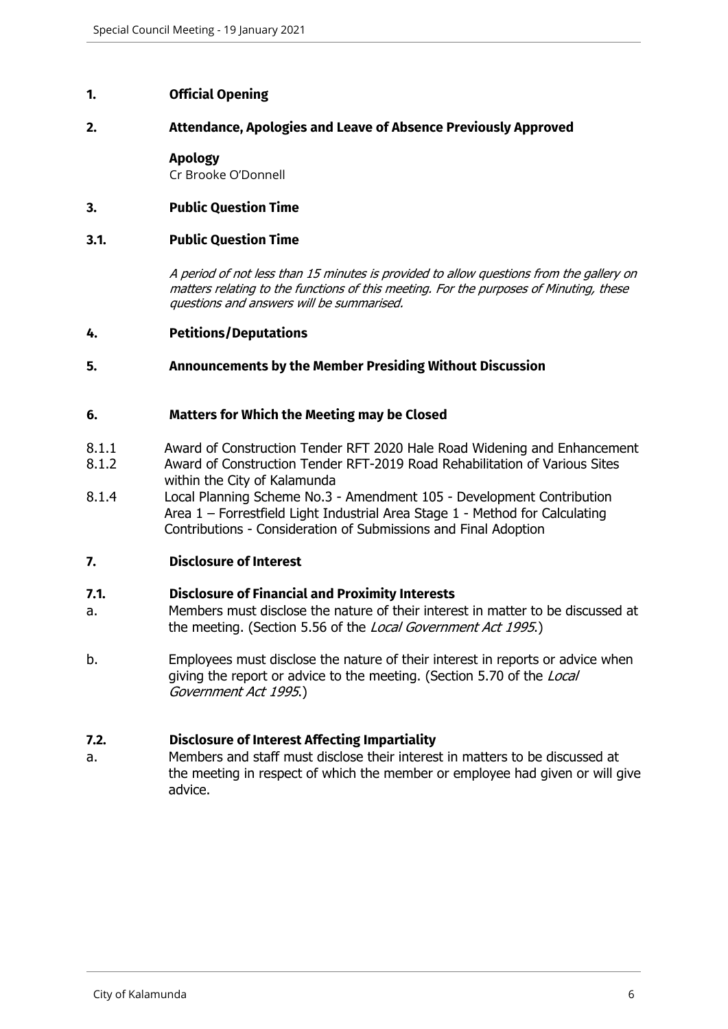# 1. Official Opening

# 2. Attendance, Apologies and Leave of Absence Previously Approved

**Apology**
Cr Brooke O'Donnell

# 3. Public Question Time

## 3.1. Public Question Time

*A period of not less than 15 minutes is provided to allow questions from the gallery on matters relating to the functions of this meeting. For the purposes of Minuting, these questions and answers will be summarised.*

# 4. Petitions/Deputations

# 5. Announcements by the Member Presiding Without Discussion

# 6. Matters for Which the Meeting may be Closed

8.1.1 Award of Construction Tender RFT 2020 Hale Road Widening and Enhancement

8.1.2 Award of Construction Tender RFT-2019 Road Rehabilitation of Various Sites within the City of Kalamunda

8.1.4 Local Planning Scheme No.3 - Amendment 105 - Development Contribution Area 1 – Forrestfield Light Industrial Area Stage 1 - Method for Calculating Contributions - Consideration of Submissions and Final Adoption

# 7. Disclosure of Interest

## 7.1. Disclosure of Financial and Proximity Interests

a. Members must disclose the nature of their interest in matter to be discussed at the meeting. (Section 5.56 of the *Local Government Act 1995*.)

b. Employees must disclose the nature of their interest in reports or advice when giving the report or advice to the meeting. (Section 5.70 of the *Local Government Act 1995*.)

## 7.2. Disclosure of Interest Affecting Impartiality

a. Members and staff must disclose their interest in matters to be discussed at the meeting in respect of which the member or employee had given or will give advice.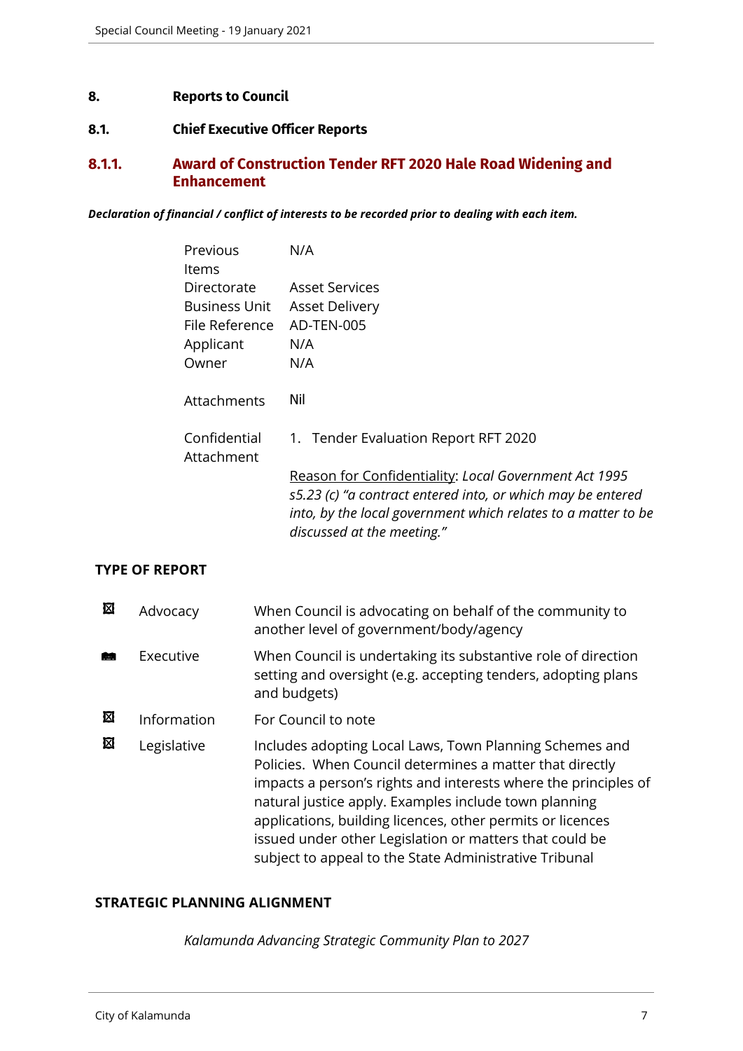## 8. Reports to Council

### 8.1. Chief Executive Officer Reports

### 8.1.1. Award of Construction Tender RFT 2020 Hale Road Widening and Enhancement

***Declaration of financial / conflict of interests to be recorded prior to dealing with each item.***

| | |
|---|---|
| Previous Items | N/A |
| Directorate | Asset Services |
| Business Unit | Asset Delivery |
| File Reference | AD-TEN-005 |
| Applicant | N/A |
| Owner | N/A |
| Attachments | Nil |
| Confidential Attachment | 1. Tender Evaluation Report RFT 2020<br><br>Reason for Confidentiality: *Local Government Act 1995 s5.23 (c) "a contract entered into, or which may be entered into, by the local government which relates to a matter to be discussed at the meeting."* |

**TYPE OF REPORT**

| | | |
|---|---|---|
| ☒ | Advocacy | When Council is advocating on behalf of the community to another level of government/body/agency |
| ■ | Executive | When Council is undertaking its substantive role of direction setting and oversight (e.g. accepting tenders, adopting plans and budgets) |
| ☒ | Information | For Council to note |
| ☒ | Legislative | Includes adopting Local Laws, Town Planning Schemes and Policies. When Council determines a matter that directly impacts a person's rights and interests where the principles of natural justice apply. Examples include town planning applications, building licences, other permits or licences issued under other Legislation or matters that could be subject to appeal to the State Administrative Tribunal |

**STRATEGIC PLANNING ALIGNMENT**

*Kalamunda Advancing Strategic Community Plan to 2027*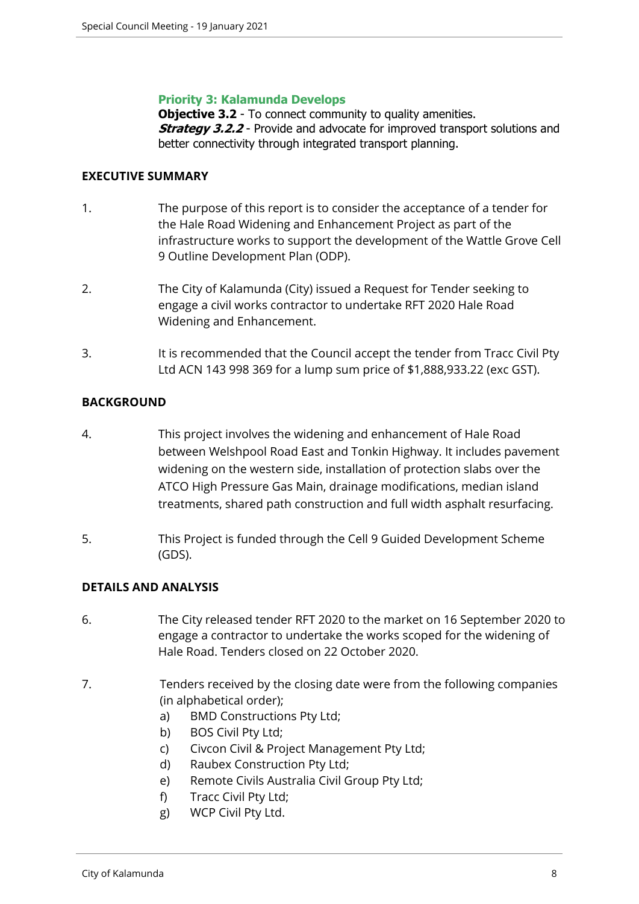**Priority 3: Kalamunda Develops**
**Objective 3.2** - To connect community to quality amenities.
***Strategy 3.2.2*** - Provide and advocate for improved transport solutions and better connectivity through integrated transport planning.

## EXECUTIVE SUMMARY

1. The purpose of this report is to consider the acceptance of a tender for the Hale Road Widening and Enhancement Project as part of the infrastructure works to support the development of the Wattle Grove Cell 9 Outline Development Plan (ODP).

2. The City of Kalamunda (City) issued a Request for Tender seeking to engage a civil works contractor to undertake RFT 2020 Hale Road Widening and Enhancement.

3. It is recommended that the Council accept the tender from Tracc Civil Pty Ltd ACN 143 998 369 for a lump sum price of $1,888,933.22 (exc GST).

## BACKGROUND

4. This project involves the widening and enhancement of Hale Road between Welshpool Road East and Tonkin Highway. It includes pavement widening on the western side, installation of protection slabs over the ATCO High Pressure Gas Main, drainage modifications, median island treatments, shared path construction and full width asphalt resurfacing.

5. This Project is funded through the Cell 9 Guided Development Scheme (GDS).

## DETAILS AND ANALYSIS

6. The City released tender RFT 2020 to the market on 16 September 2020 to engage a contractor to undertake the works scoped for the widening of Hale Road. Tenders closed on 22 October 2020.

7. Tenders received by the closing date were from the following companies (in alphabetical order);
   a) BMD Constructions Pty Ltd;
   b) BOS Civil Pty Ltd;
   c) Civcon Civil & Project Management Pty Ltd;
   d) Raubex Construction Pty Ltd;
   e) Remote Civils Australia Civil Group Pty Ltd;
   f) Tracc Civil Pty Ltd;
   g) WCP Civil Pty Ltd.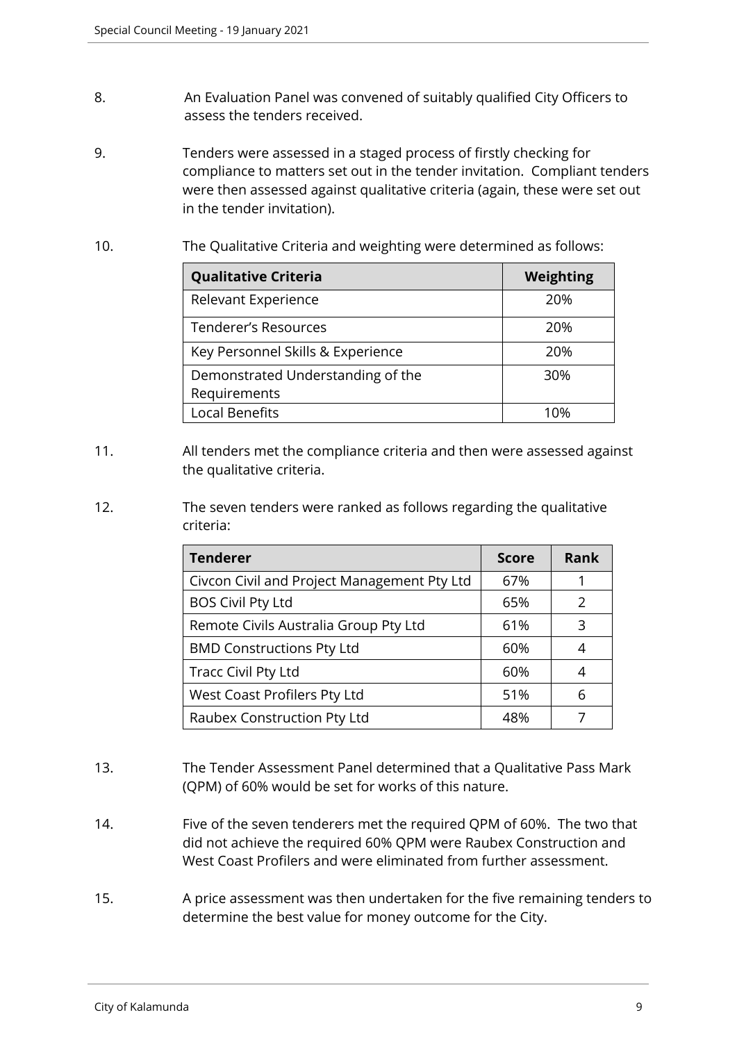8. An Evaluation Panel was convened of suitably qualified City Officers to assess the tenders received.

9. Tenders were assessed in a staged process of firstly checking for compliance to matters set out in the tender invitation. Compliant tenders were then assessed against qualitative criteria (again, these were set out in the tender invitation).

10. The Qualitative Criteria and weighting were determined as follows:

| Qualitative Criteria | Weighting |
|---|---|
| Relevant Experience | 20% |
| Tenderer's Resources | 20% |
| Key Personnel Skills & Experience | 20% |
| Demonstrated Understanding of the Requirements | 30% |
| Local Benefits | 10% |

11. All tenders met the compliance criteria and then were assessed against the qualitative criteria.

12. The seven tenders were ranked as follows regarding the qualitative criteria:

| Tenderer | Score | Rank |
|---|---|---|
| Civcon Civil and Project Management Pty Ltd | 67% | 1 |
| BOS Civil Pty Ltd | 65% | 2 |
| Remote Civils Australia Group Pty Ltd | 61% | 3 |
| BMD Constructions Pty Ltd | 60% | 4 |
| Tracc Civil Pty Ltd | 60% | 4 |
| West Coast Profilers Pty Ltd | 51% | 6 |
| Raubex Construction Pty Ltd | 48% | 7 |

13. The Tender Assessment Panel determined that a Qualitative Pass Mark (QPM) of 60% would be set for works of this nature.

14. Five of the seven tenderers met the required QPM of 60%. The two that did not achieve the required 60% QPM were Raubex Construction and West Coast Profilers and were eliminated from further assessment.

15. A price assessment was then undertaken for the five remaining tenders to determine the best value for money outcome for the City.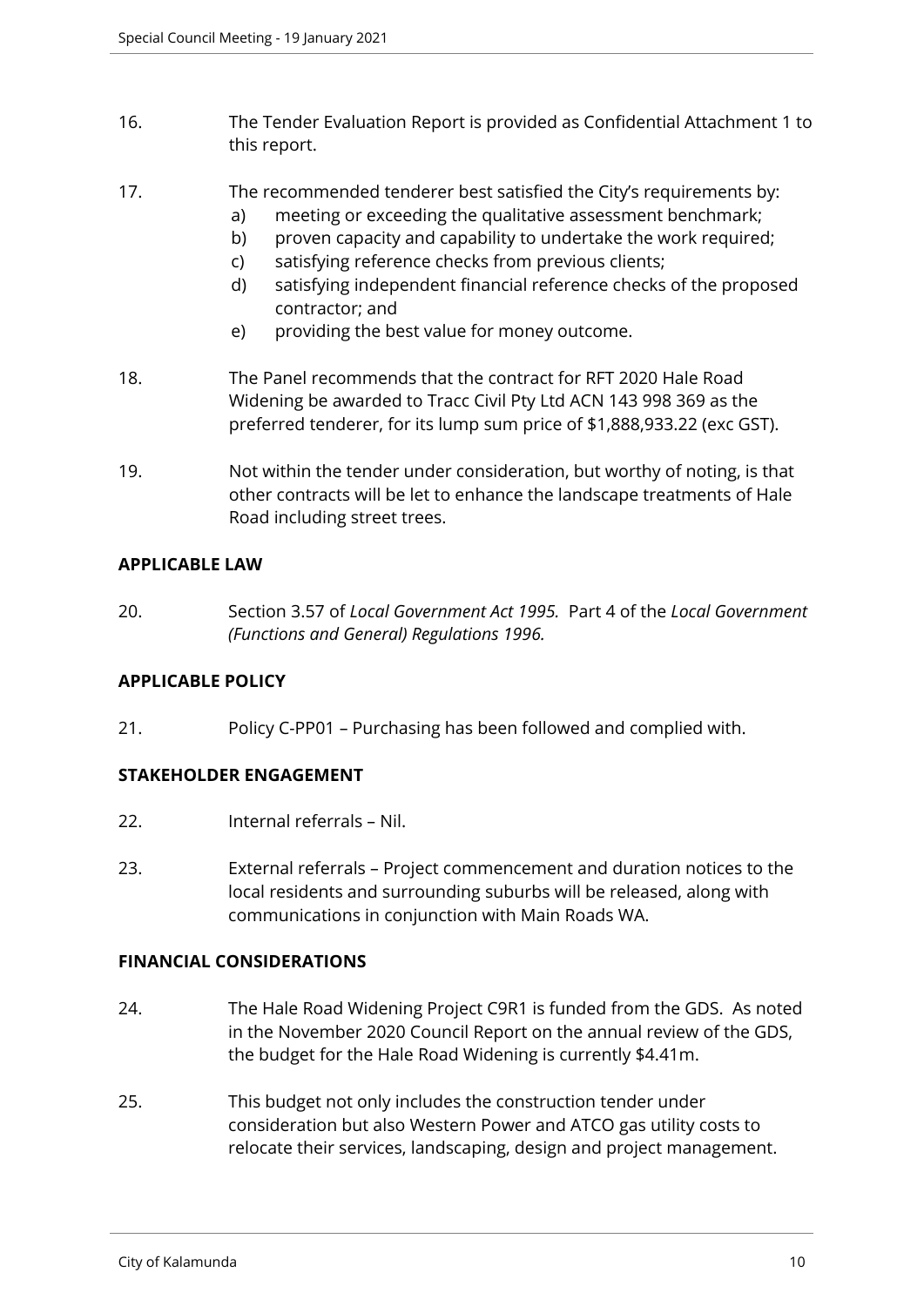16. The Tender Evaluation Report is provided as Confidential Attachment 1 to this report.

17. The recommended tenderer best satisfied the City's requirements by:
    a) meeting or exceeding the qualitative assessment benchmark;
    b) proven capacity and capability to undertake the work required;
    c) satisfying reference checks from previous clients;
    d) satisfying independent financial reference checks of the proposed contractor; and
    e) providing the best value for money outcome.

18. The Panel recommends that the contract for RFT 2020 Hale Road Widening be awarded to Tracc Civil Pty Ltd ACN 143 998 369 as the preferred tenderer, for its lump sum price of $1,888,933.22 (exc GST).

19. Not within the tender under consideration, but worthy of noting, is that other contracts will be let to enhance the landscape treatments of Hale Road including street trees.

## APPLICABLE LAW

20. Section 3.57 of *Local Government Act 1995.* Part 4 of the *Local Government (Functions and General) Regulations 1996.*

## APPLICABLE POLICY

21. Policy C-PP01 – Purchasing has been followed and complied with.

## STAKEHOLDER ENGAGEMENT

22. Internal referrals – Nil.

23. External referrals – Project commencement and duration notices to the local residents and surrounding suburbs will be released, along with communications in conjunction with Main Roads WA.

## FINANCIAL CONSIDERATIONS

24. The Hale Road Widening Project C9R1 is funded from the GDS. As noted in the November 2020 Council Report on the annual review of the GDS, the budget for the Hale Road Widening is currently $4.41m.

25. This budget not only includes the construction tender under consideration but also Western Power and ATCO gas utility costs to relocate their services, landscaping, design and project management.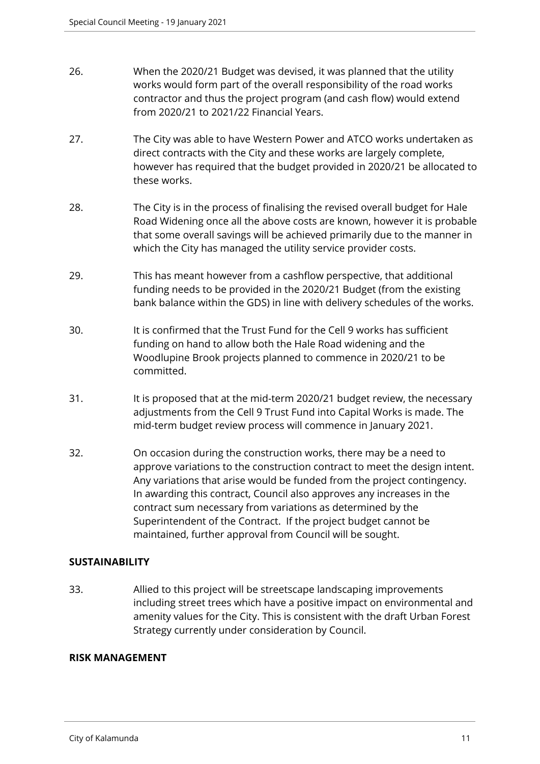26. When the 2020/21 Budget was devised, it was planned that the utility works would form part of the overall responsibility of the road works contractor and thus the project program (and cash flow) would extend from 2020/21 to 2021/22 Financial Years.

27. The City was able to have Western Power and ATCO works undertaken as direct contracts with the City and these works are largely complete, however has required that the budget provided in 2020/21 be allocated to these works.

28. The City is in the process of finalising the revised overall budget for Hale Road Widening once all the above costs are known, however it is probable that some overall savings will be achieved primarily due to the manner in which the City has managed the utility service provider costs.

29. This has meant however from a cashflow perspective, that additional funding needs to be provided in the 2020/21 Budget (from the existing bank balance within the GDS) in line with delivery schedules of the works.

30. It is confirmed that the Trust Fund for the Cell 9 works has sufficient funding on hand to allow both the Hale Road widening and the Woodlupine Brook projects planned to commence in 2020/21 to be committed.

31. It is proposed that at the mid-term 2020/21 budget review, the necessary adjustments from the Cell 9 Trust Fund into Capital Works is made. The mid-term budget review process will commence in January 2021.

32. On occasion during the construction works, there may be a need to approve variations to the construction contract to meet the design intent. Any variations that arise would be funded from the project contingency. In awarding this contract, Council also approves any increases in the contract sum necessary from variations as determined by the Superintendent of the Contract. If the project budget cannot be maintained, further approval from Council will be sought.

**SUSTAINABILITY**

33. Allied to this project will be streetscape landscaping improvements including street trees which have a positive impact on environmental and amenity values for the City. This is consistent with the draft Urban Forest Strategy currently under consideration by Council.

**RISK MANAGEMENT**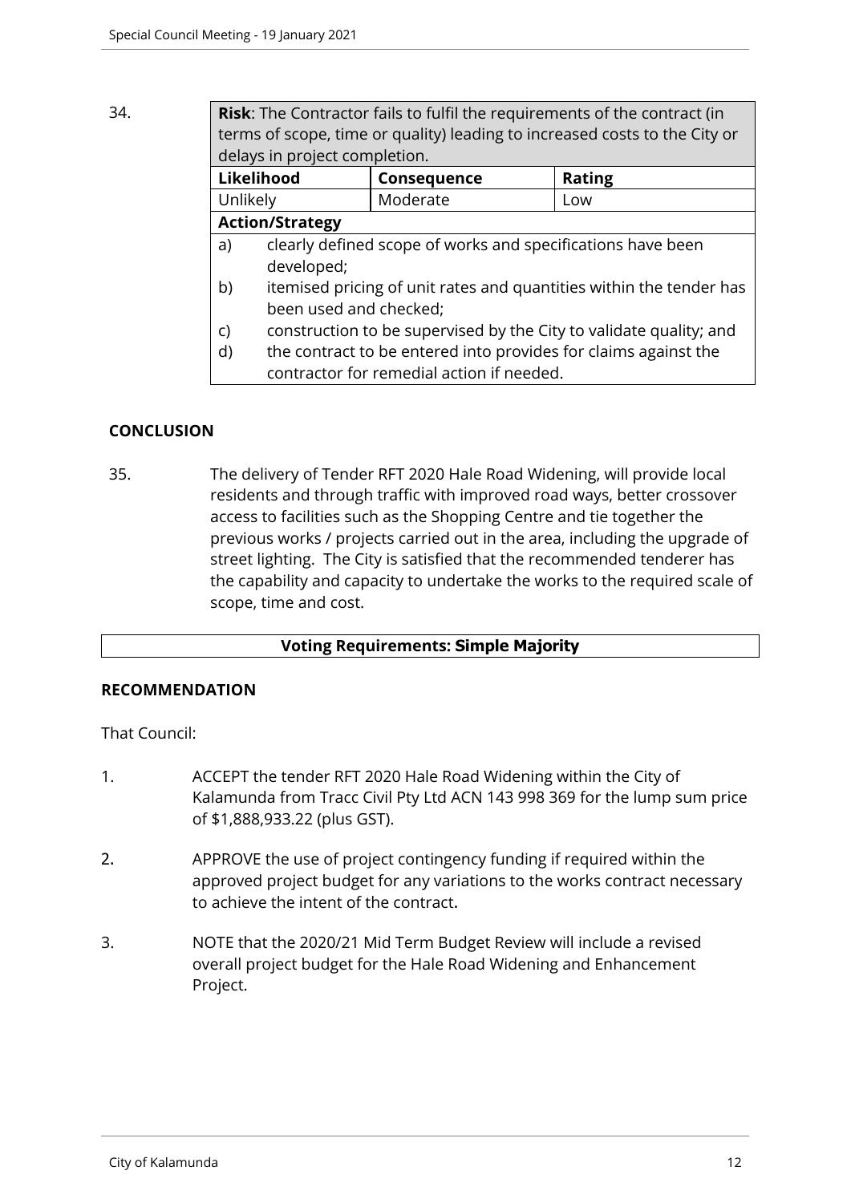34.

| **Risk**: The Contractor fails to fulfil the requirements of the contract (in terms of scope, time or quality) leading to increased costs to the City or delays in project completion. | | |
|---|---|---|
| **Likelihood** | **Consequence** | **Rating** |
| Unlikely | Moderate | Low |
| **Action/Strategy** | | |
| a) clearly defined scope of works and specifications have been developed;<br>b) itemised pricing of unit rates and quantities within the tender has been used and checked;<br>c) construction to be supervised by the City to validate quality; and<br>d) the contract to be entered into provides for claims against the contractor for remedial action if needed. | | |

## CONCLUSION

35. The delivery of Tender RFT 2020 Hale Road Widening, will provide local residents and through traffic with improved road ways, better crossover access to facilities such as the Shopping Centre and tie together the previous works / projects carried out in the area, including the upgrade of street lighting. The City is satisfied that the recommended tenderer has the capability and capacity to undertake the works to the required scale of scope, time and cost.

**Voting Requirements: Simple Majority**

## RECOMMENDATION

That Council:

1. ACCEPT the tender RFT 2020 Hale Road Widening within the City of Kalamunda from Tracc Civil Pty Ltd ACN 143 998 369 for the lump sum price of $1,888,933.22 (plus GST).

2. APPROVE the use of project contingency funding if required within the approved project budget for any variations to the works contract necessary to achieve the intent of the contract.

3. NOTE that the 2020/21 Mid Term Budget Review will include a revised overall project budget for the Hale Road Widening and Enhancement Project.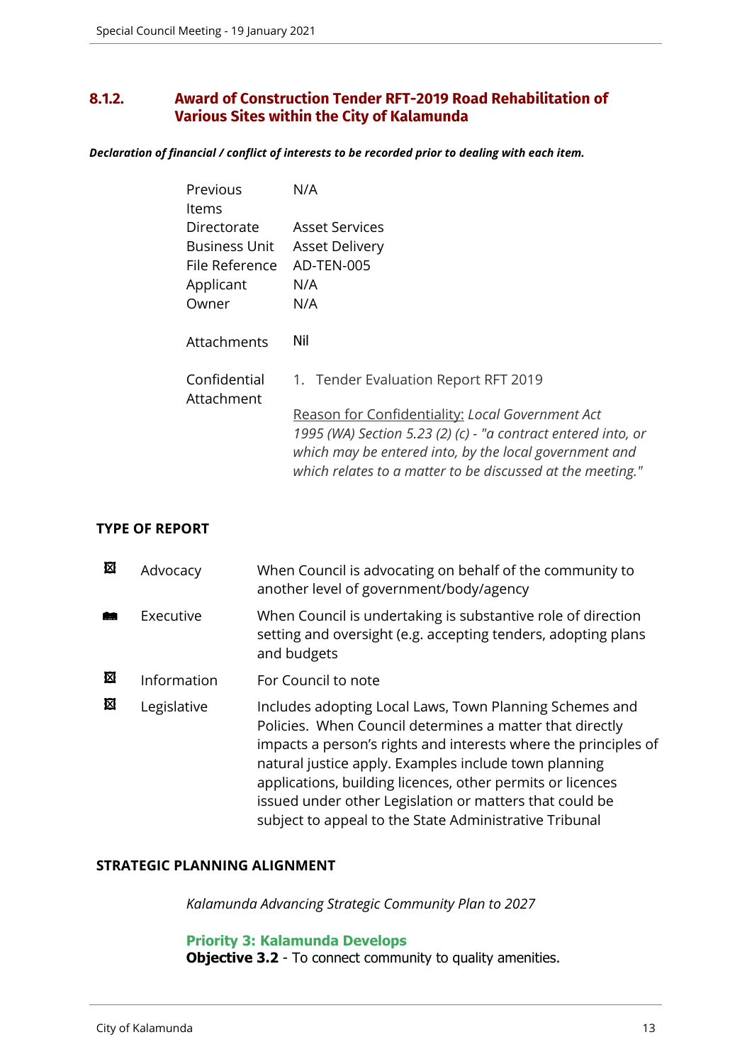## 8.1.2. Award of Construction Tender RFT-2019 Road Rehabilitation of Various Sites within the City of Kalamunda

***Declaration of financial / conflict of interests to be recorded prior to dealing with each item.***

| | |
|---|---|
| Previous Items | N/A |
| Directorate | Asset Services |
| Business Unit | Asset Delivery |
| File Reference | AD-TEN-005 |
| Applicant | N/A |
| Owner | N/A |
| Attachments | Nil |
| Confidential Attachment | 1. Tender Evaluation Report RFT 2019<br><br>Reason for Confidentiality: *Local Government Act 1995 (WA) Section 5.23 (2) (c) - "a contract entered into, or which may be entered into, by the local government and which relates to a matter to be discussed at the meeting."* |

**TYPE OF REPORT**

| | | |
|---|---|---|
| ☒ | Advocacy | When Council is advocating on behalf of the community to another level of government/body/agency |
| ■ | Executive | When Council is undertaking is substantive role of direction setting and oversight (e.g. accepting tenders, adopting plans and budgets |
| ☒ | Information | For Council to note |
| ☒ | Legislative | Includes adopting Local Laws, Town Planning Schemes and Policies. When Council determines a matter that directly impacts a person's rights and interests where the principles of natural justice apply. Examples include town planning applications, building licences, other permits or licences issued under other Legislation or matters that could be subject to appeal to the State Administrative Tribunal |

**STRATEGIC PLANNING ALIGNMENT**

*Kalamunda Advancing Strategic Community Plan to 2027*

**Priority 3: Kalamunda Develops**
**Objective 3.2** - To connect community to quality amenities.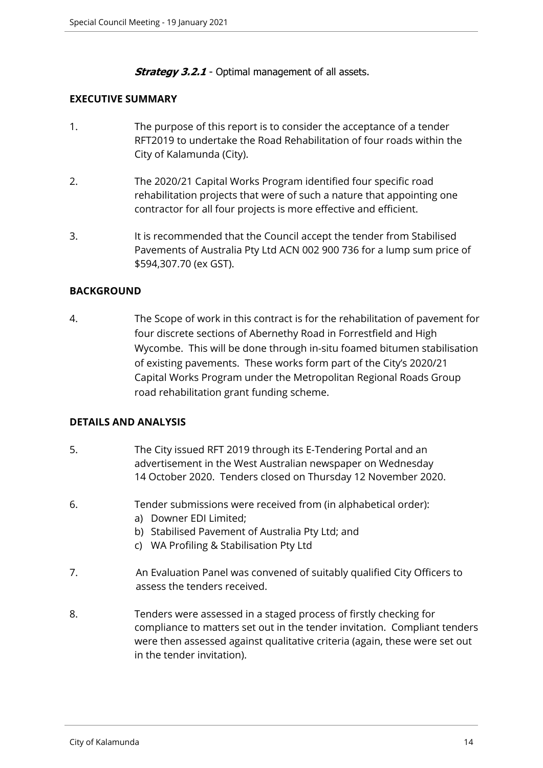***Strategy 3.2.1*** - Optimal management of all assets.

## EXECUTIVE SUMMARY

1. The purpose of this report is to consider the acceptance of a tender RFT2019 to undertake the Road Rehabilitation of four roads within the City of Kalamunda (City).

2. The 2020/21 Capital Works Program identified four specific road rehabilitation projects that were of such a nature that appointing one contractor for all four projects is more effective and efficient.

3. It is recommended that the Council accept the tender from Stabilised Pavements of Australia Pty Ltd ACN 002 900 736 for a lump sum price of $594,307.70 (ex GST).

## BACKGROUND

4. The Scope of work in this contract is for the rehabilitation of pavement for four discrete sections of Abernethy Road in Forrestfield and High Wycombe. This will be done through in-situ foamed bitumen stabilisation of existing pavements. These works form part of the City's 2020/21 Capital Works Program under the Metropolitan Regional Roads Group road rehabilitation grant funding scheme.

## DETAILS AND ANALYSIS

5. The City issued RFT 2019 through its E-Tendering Portal and an advertisement in the West Australian newspaper on Wednesday 14 October 2020. Tenders closed on Thursday 12 November 2020.

6. Tender submissions were received from (in alphabetical order):
   a) Downer EDI Limited;
   b) Stabilised Pavement of Australia Pty Ltd; and
   c) WA Profiling & Stabilisation Pty Ltd

7. An Evaluation Panel was convened of suitably qualified City Officers to assess the tenders received.

8. Tenders were assessed in a staged process of firstly checking for compliance to matters set out in the tender invitation. Compliant tenders were then assessed against qualitative criteria (again, these were set out in the tender invitation).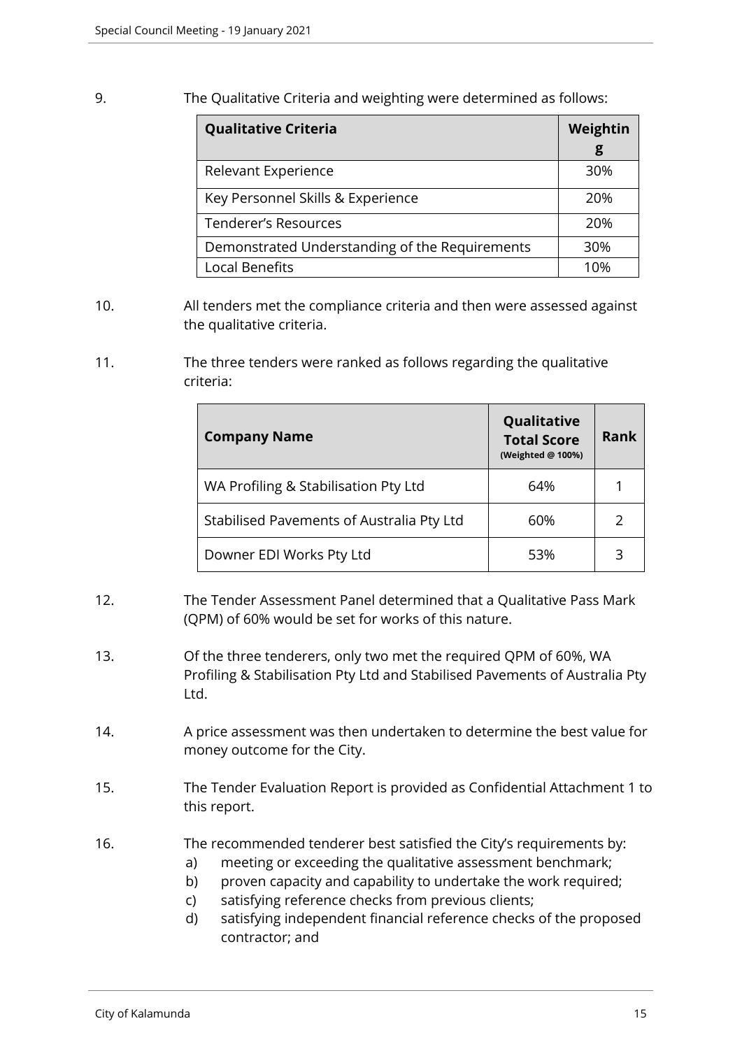9. The Qualitative Criteria and weighting were determined as follows:

| Qualitative Criteria | Weighting |
|---|---|
| Relevant Experience | 30% |
| Key Personnel Skills & Experience | 20% |
| Tenderer's Resources | 20% |
| Demonstrated Understanding of the Requirements | 30% |
| Local Benefits | 10% |

10. All tenders met the compliance criteria and then were assessed against the qualitative criteria.

11. The three tenders were ranked as follows regarding the qualitative criteria:

| Company Name | Qualitative Total Score (Weighted @ 100%) | Rank |
|---|---|---|
| WA Profiling & Stabilisation Pty Ltd | 64% | 1 |
| Stabilised Pavements of Australia Pty Ltd | 60% | 2 |
| Downer EDI Works Pty Ltd | 53% | 3 |

12. The Tender Assessment Panel determined that a Qualitative Pass Mark (QPM) of 60% would be set for works of this nature.

13. Of the three tenderers, only two met the required QPM of 60%, WA Profiling & Stabilisation Pty Ltd and Stabilised Pavements of Australia Pty Ltd.

14. A price assessment was then undertaken to determine the best value for money outcome for the City.

15. The Tender Evaluation Report is provided as Confidential Attachment 1 to this report.

16. The recommended tenderer best satisfied the City's requirements by:
    a) meeting or exceeding the qualitative assessment benchmark;
    b) proven capacity and capability to undertake the work required;
    c) satisfying reference checks from previous clients;
    d) satisfying independent financial reference checks of the proposed contractor; and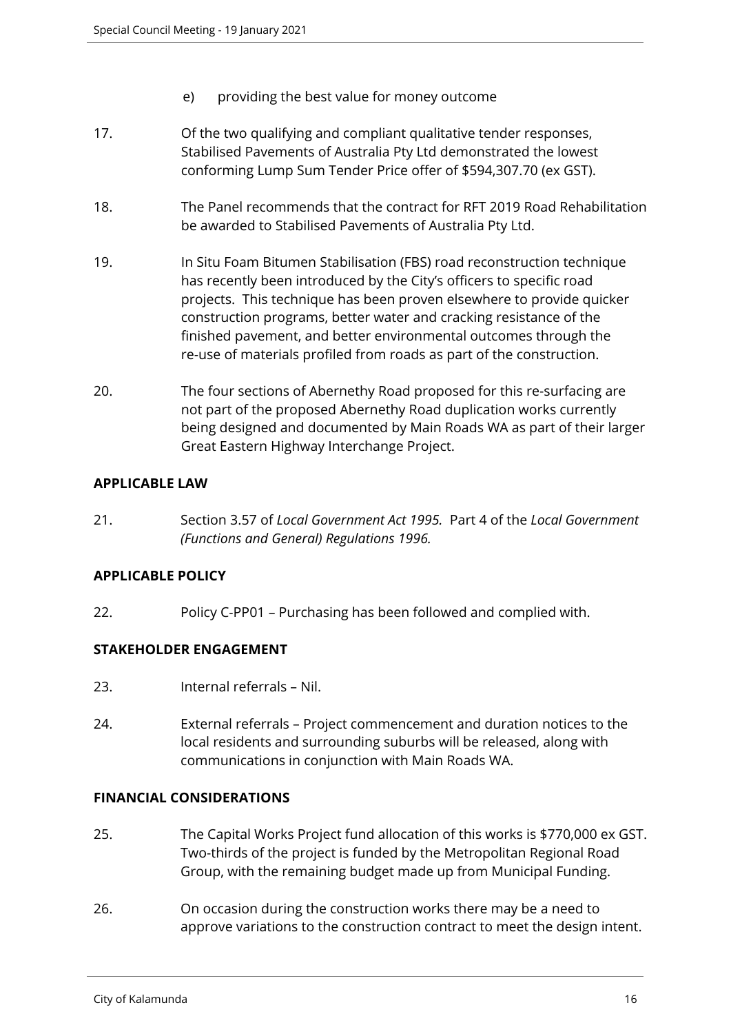e) providing the best value for money outcome

17. Of the two qualifying and compliant qualitative tender responses, Stabilised Pavements of Australia Pty Ltd demonstrated the lowest conforming Lump Sum Tender Price offer of $594,307.70 (ex GST).

18. The Panel recommends that the contract for RFT 2019 Road Rehabilitation be awarded to Stabilised Pavements of Australia Pty Ltd.

19. In Situ Foam Bitumen Stabilisation (FBS) road reconstruction technique has recently been introduced by the City's officers to specific road projects. This technique has been proven elsewhere to provide quicker construction programs, better water and cracking resistance of the finished pavement, and better environmental outcomes through the re-use of materials profiled from roads as part of the construction.

20. The four sections of Abernethy Road proposed for this re-surfacing are not part of the proposed Abernethy Road duplication works currently being designed and documented by Main Roads WA as part of their larger Great Eastern Highway Interchange Project.

## APPLICABLE LAW

21. Section 3.57 of *Local Government Act 1995.* Part 4 of the *Local Government (Functions and General) Regulations 1996.*

## APPLICABLE POLICY

22. Policy C-PP01 – Purchasing has been followed and complied with.

## STAKEHOLDER ENGAGEMENT

23. Internal referrals – Nil.

24. External referrals – Project commencement and duration notices to the local residents and surrounding suburbs will be released, along with communications in conjunction with Main Roads WA.

## FINANCIAL CONSIDERATIONS

25. The Capital Works Project fund allocation of this works is $770,000 ex GST. Two-thirds of the project is funded by the Metropolitan Regional Road Group, with the remaining budget made up from Municipal Funding.

26. On occasion during the construction works there may be a need to approve variations to the construction contract to meet the design intent.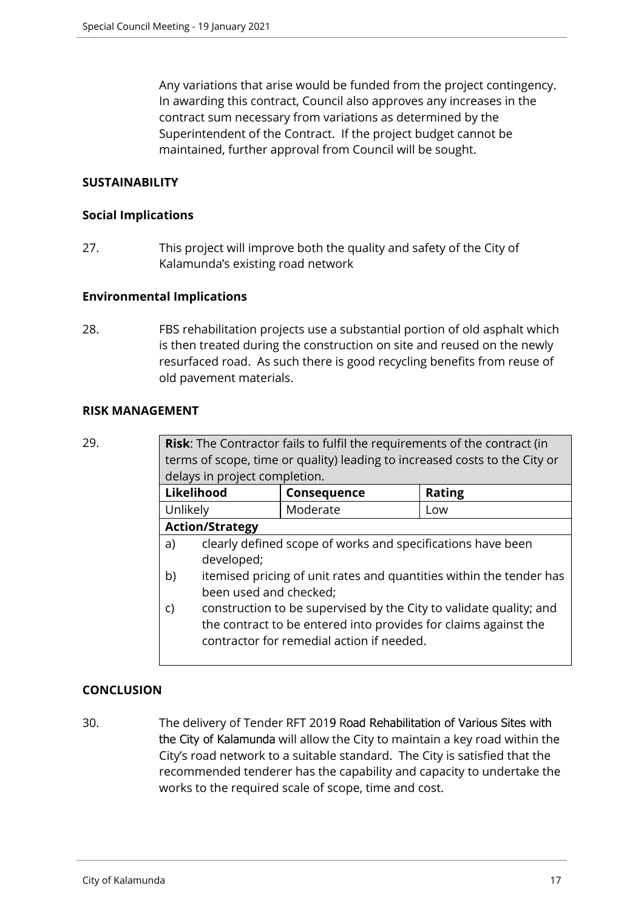Any variations that arise would be funded from the project contingency. In awarding this contract, Council also approves any increases in the contract sum necessary from variations as determined by the Superintendent of the Contract. If the project budget cannot be maintained, further approval from Council will be sought.

**SUSTAINABILITY**

**Social Implications**

27. This project will improve both the quality and safety of the City of Kalamunda's existing road network

**Environmental Implications**

28. FBS rehabilitation projects use a substantial portion of old asphalt which is then treated during the construction on site and reused on the newly resurfaced road. As such there is good recycling benefits from reuse of old pavement materials.

**RISK MANAGEMENT**

29.

| **Risk**: The Contractor fails to fulfil the requirements of the contract (in terms of scope, time or quality) leading to increased costs to the City or delays in project completion. | | |
|---|---|---|
| **Likelihood** | **Consequence** | **Rating** |
| Unlikely | Moderate | Low |
| **Action/Strategy** | | |
| a) clearly defined scope of works and specifications have been developed;<br>b) itemised pricing of unit rates and quantities within the tender has been used and checked;<br>c) construction to be supervised by the City to validate quality; and the contract to be entered into provides for claims against the contractor for remedial action if needed. | | |

**CONCLUSION**

30. The delivery of Tender RFT 2019 Road Rehabilitation of Various Sites with the City of Kalamunda will allow the City to maintain a key road within the City's road network to a suitable standard. The City is satisfied that the recommended tenderer has the capability and capacity to undertake the works to the required scale of scope, time and cost.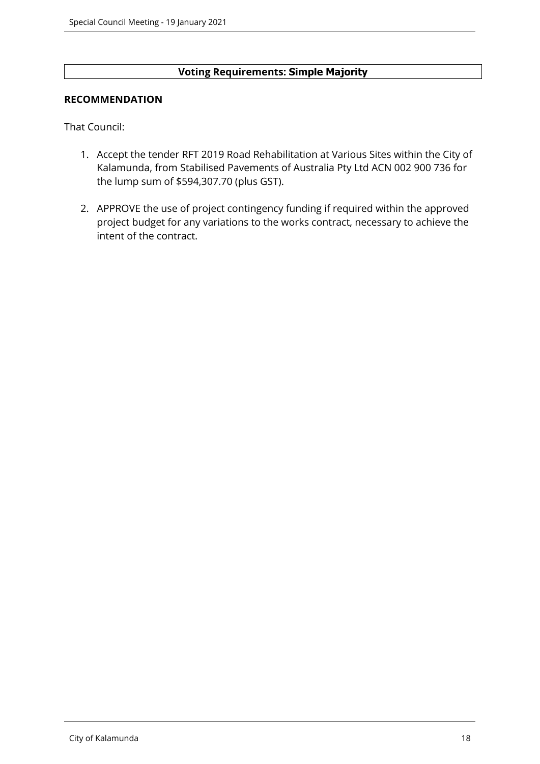**Voting Requirements: Simple Majority**

**RECOMMENDATION**

That Council:

1. Accept the tender RFT 2019 Road Rehabilitation at Various Sites within the City of Kalamunda, from Stabilised Pavements of Australia Pty Ltd ACN 002 900 736 for the lump sum of $594,307.70 (plus GST).

2. APPROVE the use of project contingency funding if required within the approved project budget for any variations to the works contract, necessary to achieve the intent of the contract.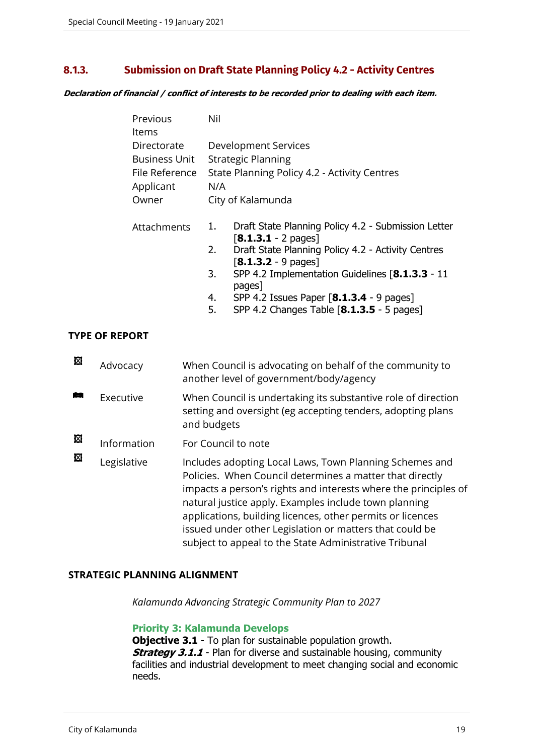## 8.1.3. Submission on Draft State Planning Policy 4.2 - Activity Centres

***Declaration of financial / conflict of interests to be recorded prior to dealing with each item.***

| | |
|---|---|
| Previous Items | Nil |
| Directorate | Development Services |
| Business Unit | Strategic Planning |
| File Reference | State Planning Policy 4.2 - Activity Centres |
| Applicant | N/A |
| Owner | City of Kalamunda |

Attachments

1. Draft State Planning Policy 4.2 - Submission Letter [**8.1.3.1** - 2 pages]
2. Draft State Planning Policy 4.2 - Activity Centres [**8.1.3.2** - 9 pages]
3. SPP 4.2 Implementation Guidelines [**8.1.3.3** - 11 pages]
4. SPP 4.2 Issues Paper [**8.1.3.4** - 9 pages]
5. SPP 4.2 Changes Table [**8.1.3.5** - 5 pages]

### TYPE OF REPORT

| | | |
|---|---|---|
| ☒ | Advocacy | When Council is advocating on behalf of the community to another level of government/body/agency |
| ■ | Executive | When Council is undertaking its substantive role of direction setting and oversight (eg accepting tenders, adopting plans and budgets |
| ☒ | Information | For Council to note |
| ☒ | Legislative | Includes adopting Local Laws, Town Planning Schemes and Policies. When Council determines a matter that directly impacts a person's rights and interests where the principles of natural justice apply. Examples include town planning applications, building licences, other permits or licences issued under other Legislation or matters that could be subject to appeal to the State Administrative Tribunal |

### STRATEGIC PLANNING ALIGNMENT

*Kalamunda Advancing Strategic Community Plan to 2027*

**Priority 3: Kalamunda Develops**
**Objective 3.1** - To plan for sustainable population growth.
***Strategy 3.1.1*** - Plan for diverse and sustainable housing, community facilities and industrial development to meet changing social and economic needs.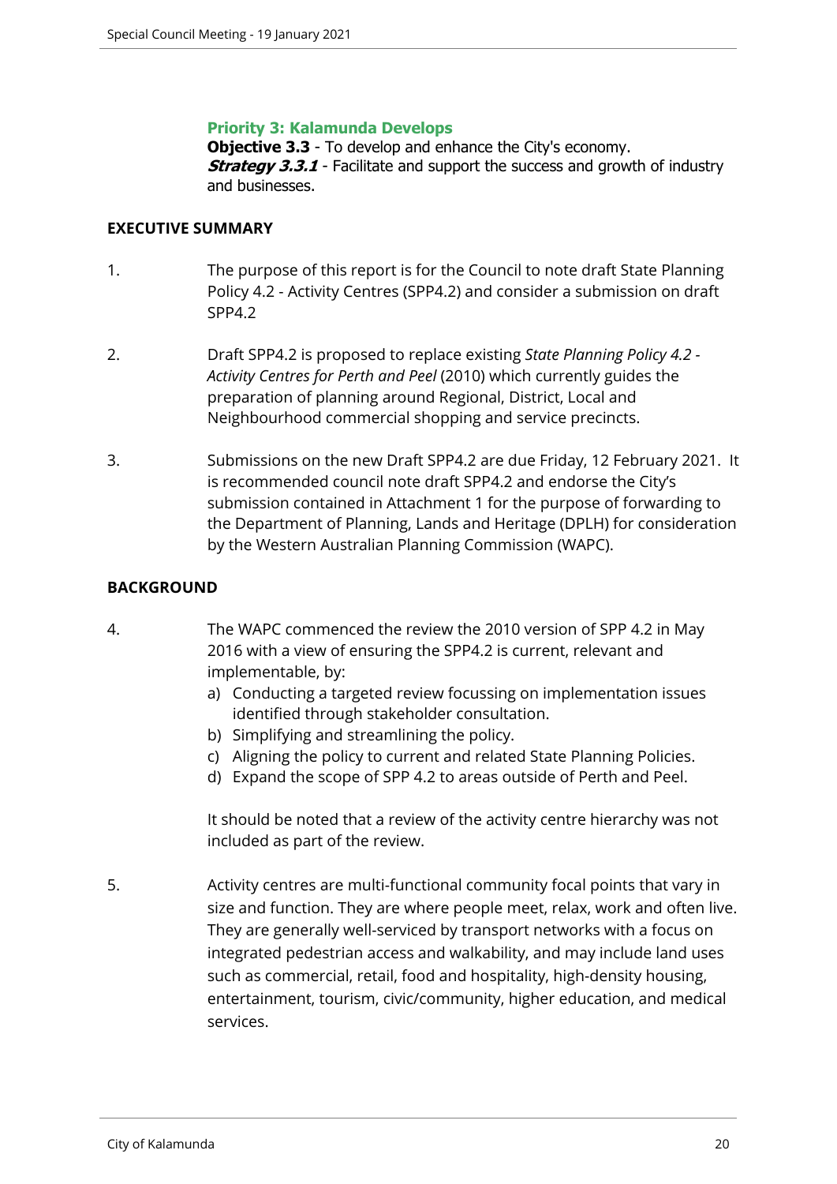**Priority 3: Kalamunda Develops**
**Objective 3.3** - To develop and enhance the City's economy.
***Strategy 3.3.1*** - Facilitate and support the success and growth of industry and businesses.

**EXECUTIVE SUMMARY**

1. The purpose of this report is for the Council to note draft State Planning Policy 4.2 - Activity Centres (SPP4.2) and consider a submission on draft SPP4.2

2. Draft SPP4.2 is proposed to replace existing *State Planning Policy 4.2 - Activity Centres for Perth and Peel* (2010) which currently guides the preparation of planning around Regional, District, Local and Neighbourhood commercial shopping and service precincts.

3. Submissions on the new Draft SPP4.2 are due Friday, 12 February 2021. It is recommended council note draft SPP4.2 and endorse the City's submission contained in Attachment 1 for the purpose of forwarding to the Department of Planning, Lands and Heritage (DPLH) for consideration by the Western Australian Planning Commission (WAPC).

**BACKGROUND**

4. The WAPC commenced the review the 2010 version of SPP 4.2 in May 2016 with a view of ensuring the SPP4.2 is current, relevant and implementable, by:
   a) Conducting a targeted review focussing on implementation issues identified through stakeholder consultation.
   b) Simplifying and streamlining the policy.
   c) Aligning the policy to current and related State Planning Policies.
   d) Expand the scope of SPP 4.2 to areas outside of Perth and Peel.

   It should be noted that a review of the activity centre hierarchy was not included as part of the review.

5. Activity centres are multi-functional community focal points that vary in size and function. They are where people meet, relax, work and often live. They are generally well-serviced by transport networks with a focus on integrated pedestrian access and walkability, and may include land uses such as commercial, retail, food and hospitality, high-density housing, entertainment, tourism, civic/community, higher education, and medical services.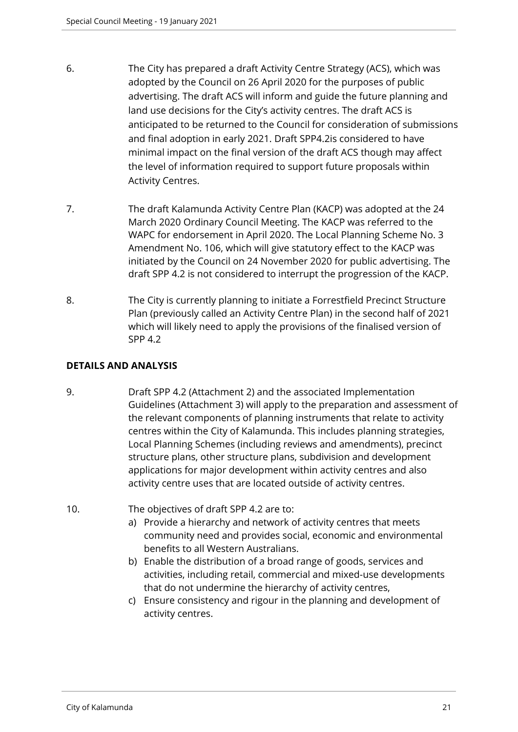6. The City has prepared a draft Activity Centre Strategy (ACS), which was adopted by the Council on 26 April 2020 for the purposes of public advertising. The draft ACS will inform and guide the future planning and land use decisions for the City's activity centres. The draft ACS is anticipated to be returned to the Council for consideration of submissions and final adoption in early 2021. Draft SPP4.2is considered to have minimal impact on the final version of the draft ACS though may affect the level of information required to support future proposals within Activity Centres.

7. The draft Kalamunda Activity Centre Plan (KACP) was adopted at the 24 March 2020 Ordinary Council Meeting. The KACP was referred to the WAPC for endorsement in April 2020. The Local Planning Scheme No. 3 Amendment No. 106, which will give statutory effect to the KACP was initiated by the Council on 24 November 2020 for public advertising. The draft SPP 4.2 is not considered to interrupt the progression of the KACP.

8. The City is currently planning to initiate a Forrestfield Precinct Structure Plan (previously called an Activity Centre Plan) in the second half of 2021 which will likely need to apply the provisions of the finalised version of SPP 4.2

**DETAILS AND ANALYSIS**

9. Draft SPP 4.2 (Attachment 2) and the associated Implementation Guidelines (Attachment 3) will apply to the preparation and assessment of the relevant components of planning instruments that relate to activity centres within the City of Kalamunda. This includes planning strategies, Local Planning Schemes (including reviews and amendments), precinct structure plans, other structure plans, subdivision and development applications for major development within activity centres and also activity centre uses that are located outside of activity centres.

10. The objectives of draft SPP 4.2 are to:
    a) Provide a hierarchy and network of activity centres that meets community need and provides social, economic and environmental benefits to all Western Australians.
    b) Enable the distribution of a broad range of goods, services and activities, including retail, commercial and mixed-use developments that do not undermine the hierarchy of activity centres,
    c) Ensure consistency and rigour in the planning and development of activity centres.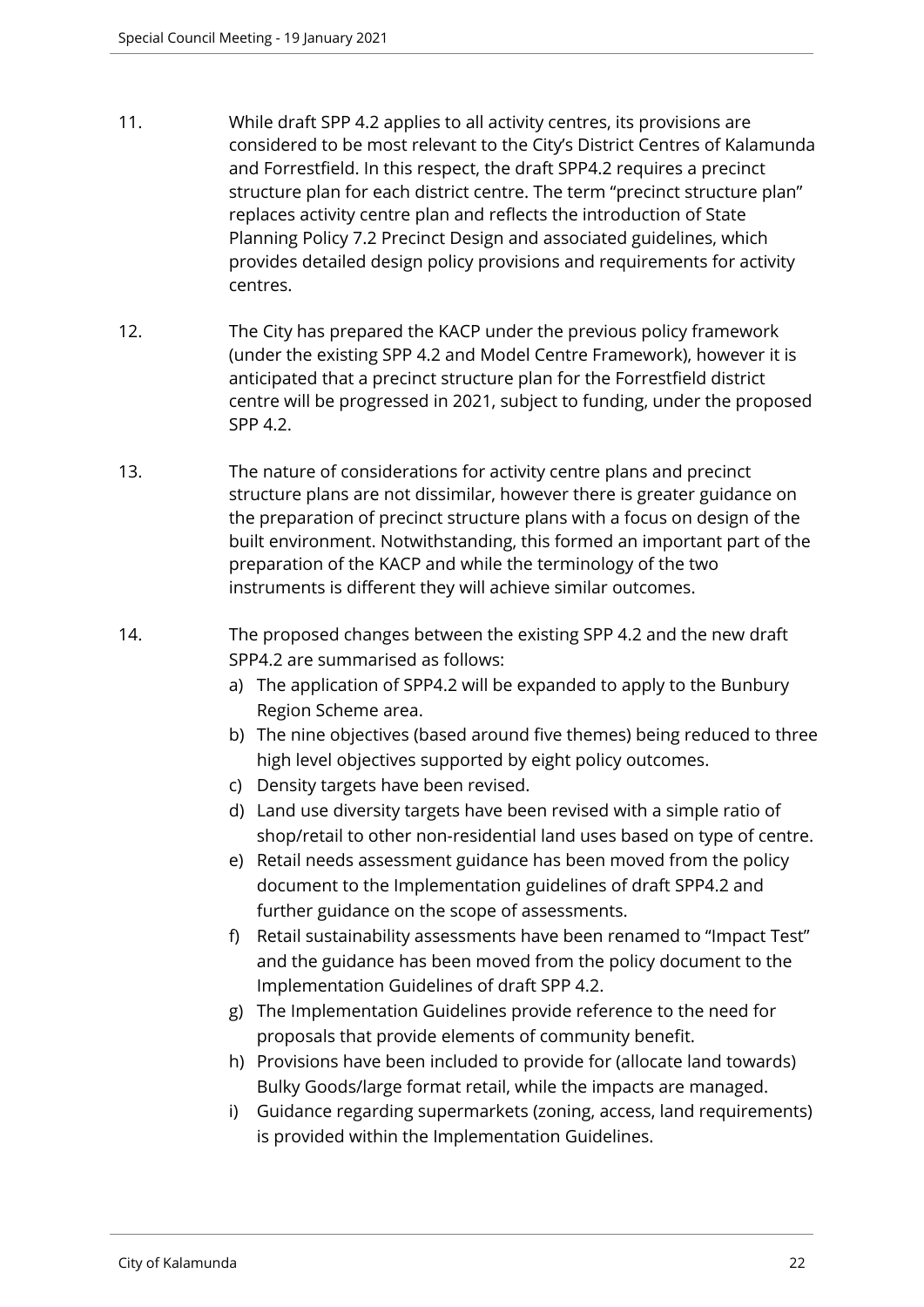11. While draft SPP 4.2 applies to all activity centres, its provisions are considered to be most relevant to the City's District Centres of Kalamunda and Forrestfield. In this respect, the draft SPP4.2 requires a precinct structure plan for each district centre. The term "precinct structure plan" replaces activity centre plan and reflects the introduction of State Planning Policy 7.2 Precinct Design and associated guidelines, which provides detailed design policy provisions and requirements for activity centres.

12. The City has prepared the KACP under the previous policy framework (under the existing SPP 4.2 and Model Centre Framework), however it is anticipated that a precinct structure plan for the Forrestfield district centre will be progressed in 2021, subject to funding, under the proposed SPP 4.2.

13. The nature of considerations for activity centre plans and precinct structure plans are not dissimilar, however there is greater guidance on the preparation of precinct structure plans with a focus on design of the built environment. Notwithstanding, this formed an important part of the preparation of the KACP and while the terminology of the two instruments is different they will achieve similar outcomes.

14. The proposed changes between the existing SPP 4.2 and the new draft SPP4.2 are summarised as follows:
    a) The application of SPP4.2 will be expanded to apply to the Bunbury Region Scheme area.
    b) The nine objectives (based around five themes) being reduced to three high level objectives supported by eight policy outcomes.
    c) Density targets have been revised.
    d) Land use diversity targets have been revised with a simple ratio of shop/retail to other non-residential land uses based on type of centre.
    e) Retail needs assessment guidance has been moved from the policy document to the Implementation guidelines of draft SPP4.2 and further guidance on the scope of assessments.
    f) Retail sustainability assessments have been renamed to "Impact Test" and the guidance has been moved from the policy document to the Implementation Guidelines of draft SPP 4.2.
    g) The Implementation Guidelines provide reference to the need for proposals that provide elements of community benefit.
    h) Provisions have been included to provide for (allocate land towards) Bulky Goods/large format retail, while the impacts are managed.
    i) Guidance regarding supermarkets (zoning, access, land requirements) is provided within the Implementation Guidelines.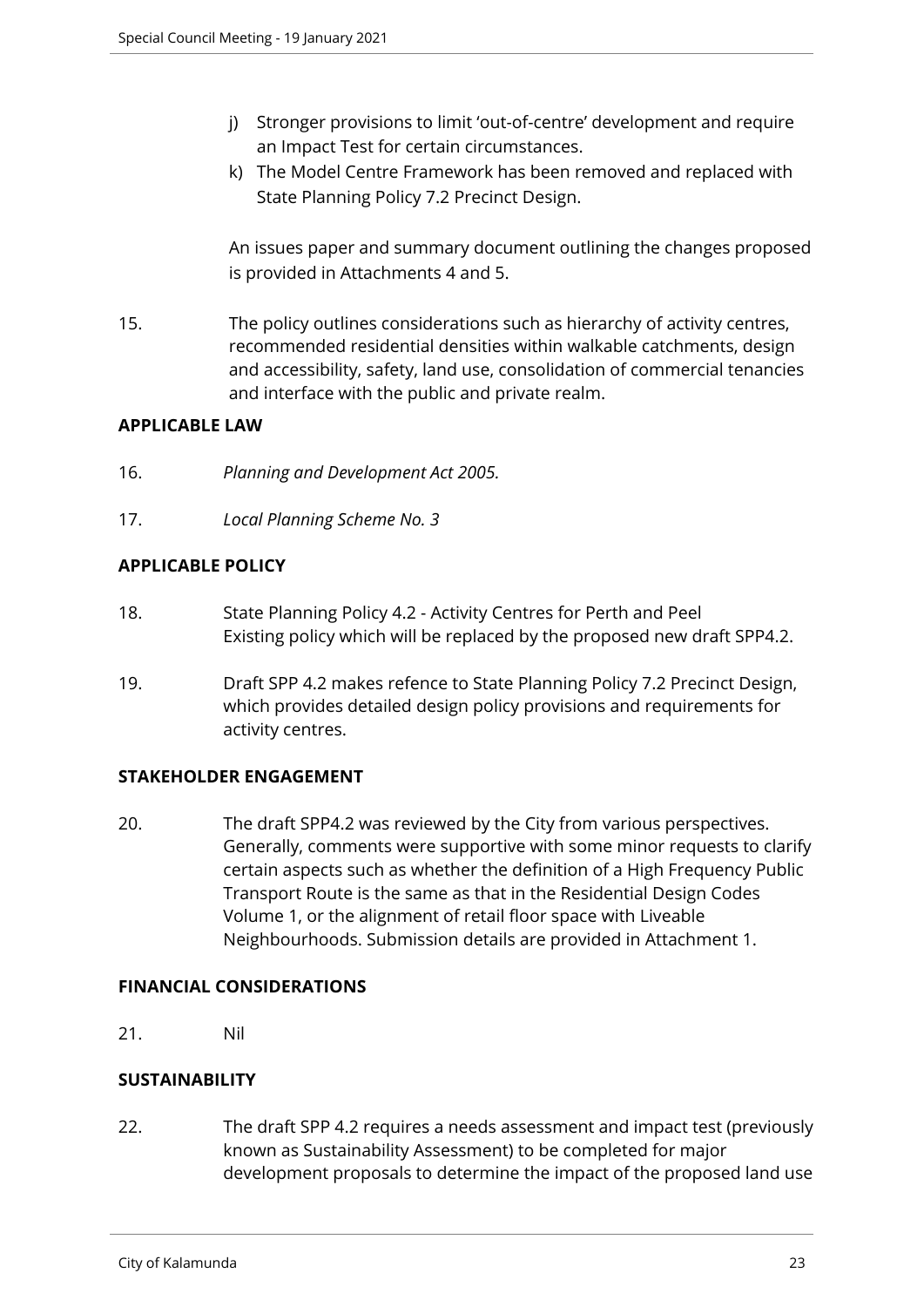j) Stronger provisions to limit 'out-of-centre' development and require an Impact Test for certain circumstances.
k) The Model Centre Framework has been removed and replaced with State Planning Policy 7.2 Precinct Design.

An issues paper and summary document outlining the changes proposed is provided in Attachments 4 and 5.

15. The policy outlines considerations such as hierarchy of activity centres, recommended residential densities within walkable catchments, design and accessibility, safety, land use, consolidation of commercial tenancies and interface with the public and private realm.

**APPLICABLE LAW**

16. *Planning and Development Act 2005.*

17. *Local Planning Scheme No. 3*

**APPLICABLE POLICY**

18. State Planning Policy 4.2 - Activity Centres for Perth and Peel
Existing policy which will be replaced by the proposed new draft SPP4.2.

19. Draft SPP 4.2 makes refence to State Planning Policy 7.2 Precinct Design, which provides detailed design policy provisions and requirements for activity centres.

**STAKEHOLDER ENGAGEMENT**

20. The draft SPP4.2 was reviewed by the City from various perspectives. Generally, comments were supportive with some minor requests to clarify certain aspects such as whether the definition of a High Frequency Public Transport Route is the same as that in the Residential Design Codes Volume 1, or the alignment of retail floor space with Liveable Neighbourhoods. Submission details are provided in Attachment 1.

**FINANCIAL CONSIDERATIONS**

21. Nil

**SUSTAINABILITY**

22. The draft SPP 4.2 requires a needs assessment and impact test (previously known as Sustainability Assessment) to be completed for major development proposals to determine the impact of the proposed land use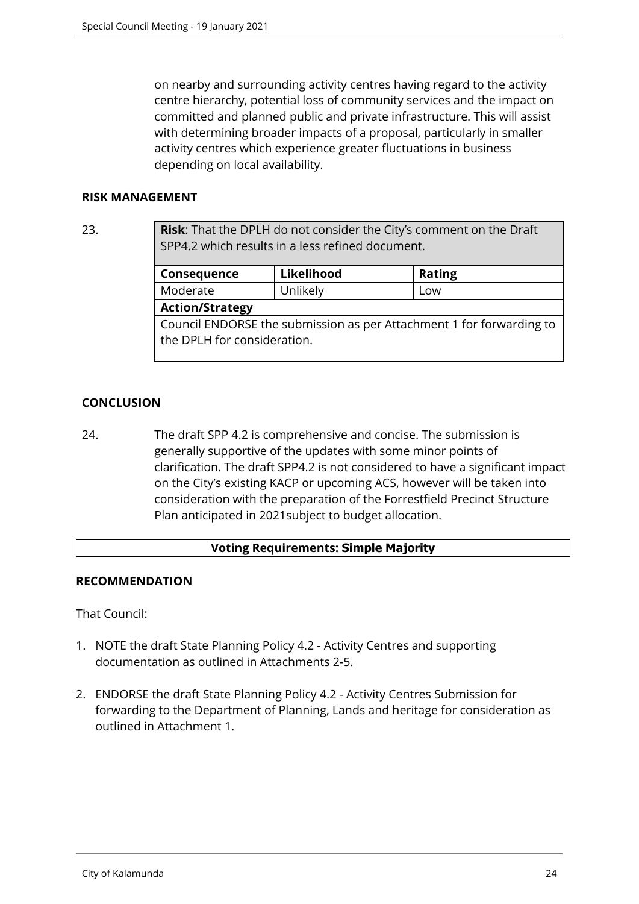on nearby and surrounding activity centres having regard to the activity centre hierarchy, potential loss of community services and the impact on committed and planned public and private infrastructure. This will assist with determining broader impacts of a proposal, particularly in smaller activity centres which experience greater fluctuations in business depending on local availability.

## RISK MANAGEMENT

23.

| **Risk**: That the DPLH do not consider the City's comment on the Draft SPP4.2 which results in a less refined document. | | |
|---|---|---|
| **Consequence** | **Likelihood** | **Rating** |
| Moderate | Unlikely | Low |
| **Action/Strategy** | | |
| Council ENDORSE the submission as per Attachment 1 for forwarding to the DPLH for consideration. | | |

## CONCLUSION

24. The draft SPP 4.2 is comprehensive and concise. The submission is generally supportive of the updates with some minor points of clarification. The draft SPP4.2 is not considered to have a significant impact on the City's existing KACP or upcoming ACS, however will be taken into consideration with the preparation of the Forrestfield Precinct Structure Plan anticipated in 2021subject to budget allocation.

**Voting Requirements: Simple Majority**

## RECOMMENDATION

That Council:

1. NOTE the draft State Planning Policy 4.2 - Activity Centres and supporting documentation as outlined in Attachments 2-5.
2. ENDORSE the draft State Planning Policy 4.2 - Activity Centres Submission for forwarding to the Department of Planning, Lands and heritage for consideration as outlined in Attachment 1.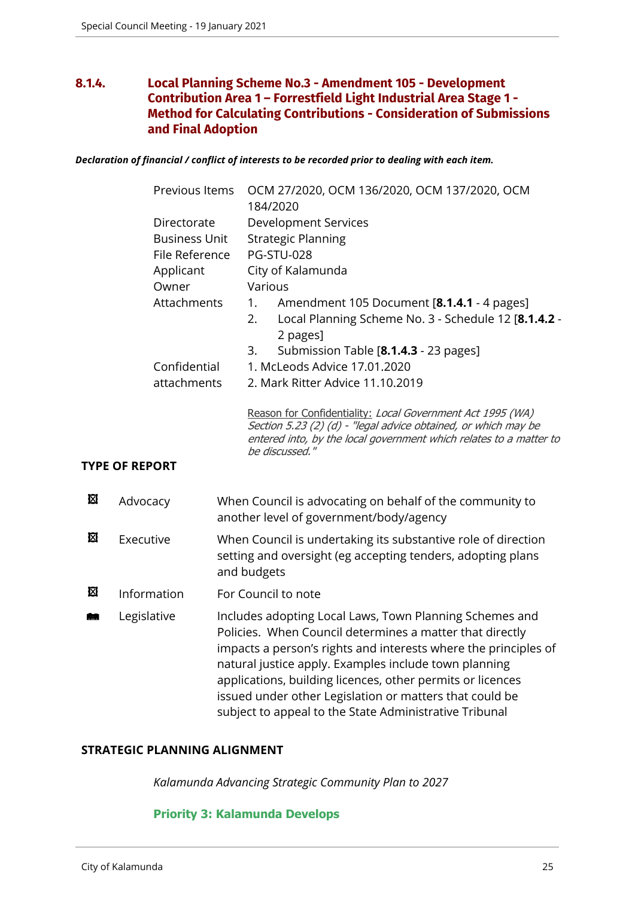## 8.1.4. Local Planning Scheme No.3 - Amendment 105 - Development Contribution Area 1 – Forrestfield Light Industrial Area Stage 1 - Method for Calculating Contributions - Consideration of Submissions and Final Adoption

***Declaration of financial / conflict of interests to be recorded prior to dealing with each item.***

| | |
|---|---|
| Previous Items | OCM 27/2020, OCM 136/2020, OCM 137/2020, OCM 184/2020 |
| Directorate | Development Services |
| Business Unit | Strategic Planning |
| File Reference | PG-STU-028 |
| Applicant | City of Kalamunda |
| Owner | Various |
| Attachments | 1. Amendment 105 Document [**8.1.4.1** - 4 pages]<br>2. Local Planning Scheme No. 3 - Schedule 12 [**8.1.4.2** - 2 pages]<br>3. Submission Table [**8.1.4.3** - 23 pages] |
| Confidential attachments | 1. McLeods Advice 17.01.2020<br>2. Mark Ritter Advice 11.10.2019 |

Reason for Confidentiality: *Local Government Act 1995 (WA) Section 5.23 (2) (d) - "legal advice obtained, or which may be entered into, by the local government which relates to a matter to be discussed."*

**TYPE OF REPORT**

| | | |
|---|---|---|
| ☒ | Advocacy | When Council is advocating on behalf of the community to another level of government/body/agency |
| ☒ | Executive | When Council is undertaking its substantive role of direction setting and oversight (eg accepting tenders, adopting plans and budgets |
| ☒ | Information | For Council to note |
| ■ | Legislative | Includes adopting Local Laws, Town Planning Schemes and Policies. When Council determines a matter that directly impacts a person's rights and interests where the principles of natural justice apply. Examples include town planning applications, building licences, other permits or licences issued under other Legislation or matters that could be subject to appeal to the State Administrative Tribunal |

**STRATEGIC PLANNING ALIGNMENT**

*Kalamunda Advancing Strategic Community Plan to 2027*

**Priority 3: Kalamunda Develops**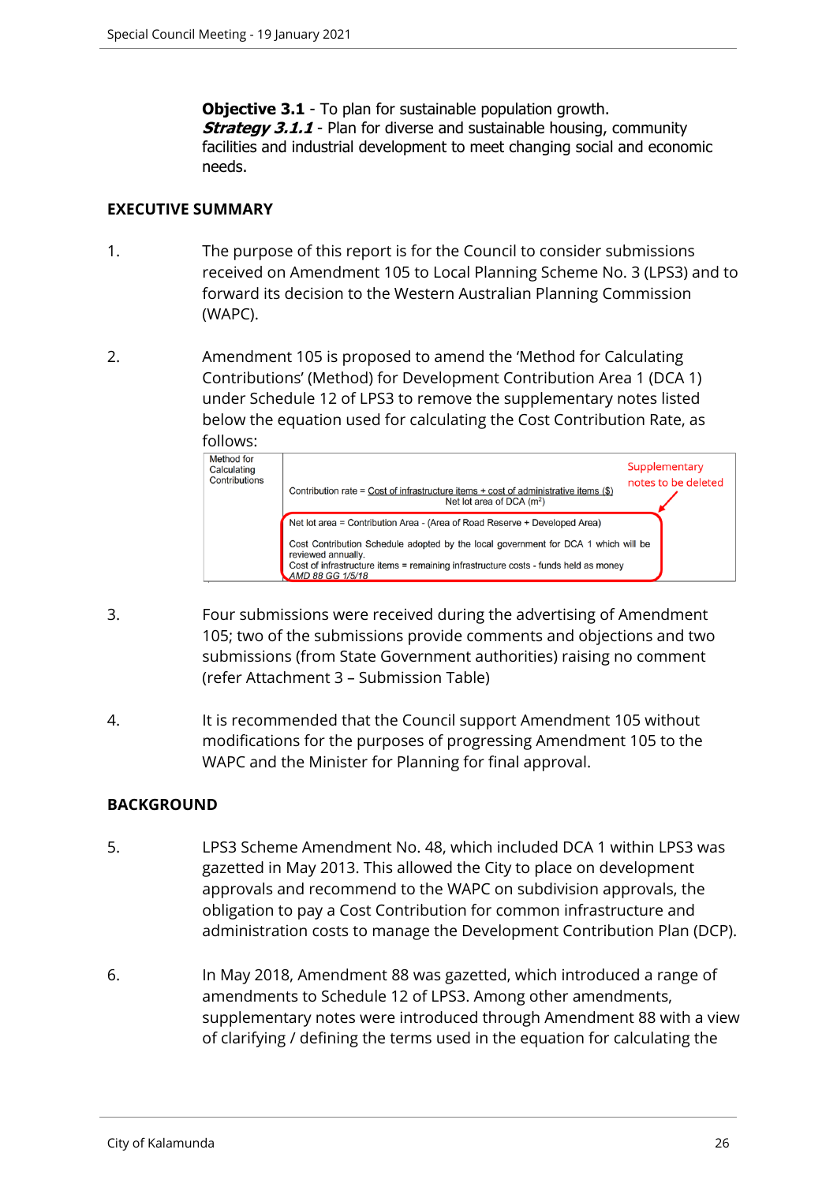**Objective 3.1** - To plan for sustainable population growth.
***Strategy 3.1.1*** - Plan for diverse and sustainable housing, community facilities and industrial development to meet changing social and economic needs.

## EXECUTIVE SUMMARY

1. The purpose of this report is for the Council to consider submissions received on Amendment 105 to Local Planning Scheme No. 3 (LPS3) and to forward its decision to the Western Australian Planning Commission (WAPC).

2. Amendment 105 is proposed to amend the 'Method for Calculating Contributions' (Method) for Development Contribution Area 1 (DCA 1) under Schedule 12 of LPS3 to remove the supplementary notes listed below the equation used for calculating the Cost Contribution Rate, as follows:

| Method for Calculating Contributions | Contribution rate = Cost of infrastructure items + cost of administrative items ($) / Net lot area of DCA ($m^2$)<br><br>Net lot area = Contribution Area - (Area of Road Reserve + Developed Area)<br><br>Cost Contribution Schedule adopted by the local government for DCA 1 which will be reviewed annually.<br>Cost of infrastructure items = remaining infrastructure costs - funds held as money<br>*AMD 88 GG 1/5/18* |
|---|---|

Supplementary notes to be deleted

3. Four submissions were received during the advertising of Amendment 105; two of the submissions provide comments and objections and two submissions (from State Government authorities) raising no comment (refer Attachment 3 – Submission Table)

4. It is recommended that the Council support Amendment 105 without modifications for the purposes of progressing Amendment 105 to the WAPC and the Minister for Planning for final approval.

## BACKGROUND

5. LPS3 Scheme Amendment No. 48, which included DCA 1 within LPS3 was gazetted in May 2013. This allowed the City to place on development approvals and recommend to the WAPC on subdivision approvals, the obligation to pay a Cost Contribution for common infrastructure and administration costs to manage the Development Contribution Plan (DCP).

6. In May 2018, Amendment 88 was gazetted, which introduced a range of amendments to Schedule 12 of LPS3. Among other amendments, supplementary notes were introduced through Amendment 88 with a view of clarifying / defining the terms used in the equation for calculating the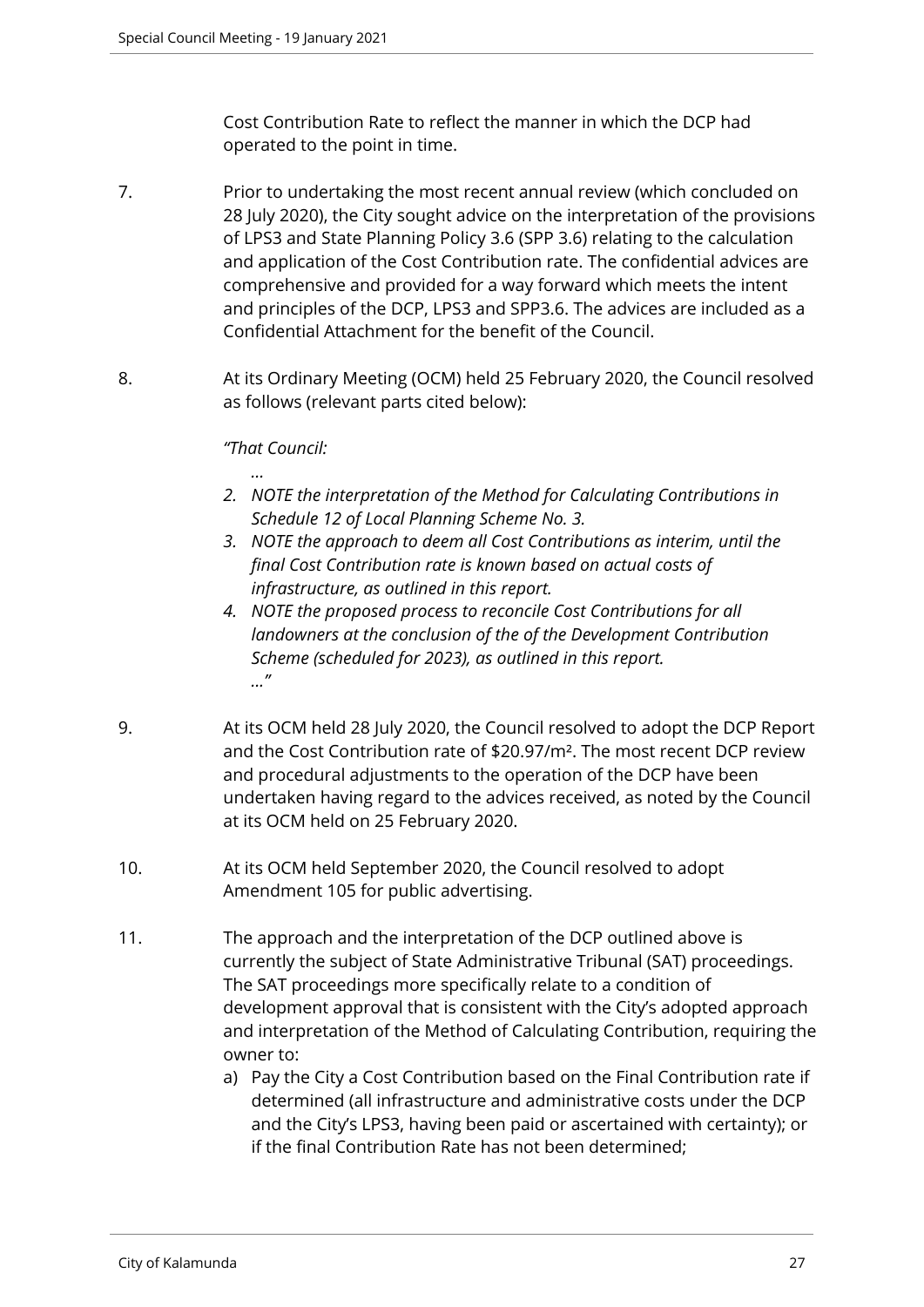Cost Contribution Rate to reflect the manner in which the DCP had operated to the point in time.

7. Prior to undertaking the most recent annual review (which concluded on 28 July 2020), the City sought advice on the interpretation of the provisions of LPS3 and State Planning Policy 3.6 (SPP 3.6) relating to the calculation and application of the Cost Contribution rate. The confidential advices are comprehensive and provided for a way forward which meets the intent and principles of the DCP, LPS3 and SPP3.6. The advices are included as a Confidential Attachment for the benefit of the Council.

8. At its Ordinary Meeting (OCM) held 25 February 2020, the Council resolved as follows (relevant parts cited below):

   *"That Council:*

   *…*

   2. *NOTE the interpretation of the Method for Calculating Contributions in Schedule 12 of Local Planning Scheme No. 3.*
   3. *NOTE the approach to deem all Cost Contributions as interim, until the final Cost Contribution rate is known based on actual costs of infrastructure, as outlined in this report.*
   4. *NOTE the proposed process to reconcile Cost Contributions for all landowners at the conclusion of the of the Development Contribution Scheme (scheduled for 2023), as outlined in this report.*

   *…"*

9. At its OCM held 28 July 2020, the Council resolved to adopt the DCP Report and the Cost Contribution rate of \$20.97/m². The most recent DCP review and procedural adjustments to the operation of the DCP have been undertaken having regard to the advices received, as noted by the Council at its OCM held on 25 February 2020.

10. At its OCM held September 2020, the Council resolved to adopt Amendment 105 for public advertising.

11. The approach and the interpretation of the DCP outlined above is currently the subject of State Administrative Tribunal (SAT) proceedings. The SAT proceedings more specifically relate to a condition of development approval that is consistent with the City's adopted approach and interpretation of the Method of Calculating Contribution, requiring the owner to:

    a) Pay the City a Cost Contribution based on the Final Contribution rate if determined (all infrastructure and administrative costs under the DCP and the City's LPS3, having been paid or ascertained with certainty); or if the final Contribution Rate has not been determined;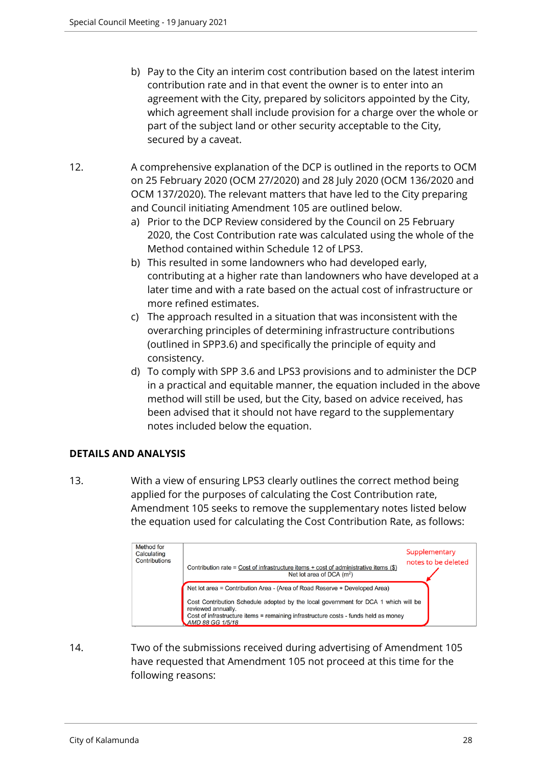b) Pay to the City an interim cost contribution based on the latest interim contribution rate and in that event the owner is to enter into an agreement with the City, prepared by solicitors appointed by the City, which agreement shall include provision for a charge over the whole or part of the subject land or other security acceptable to the City, secured by a caveat.

12. A comprehensive explanation of the DCP is outlined in the reports to OCM on 25 February 2020 (OCM 27/2020) and 28 July 2020 (OCM 136/2020 and OCM 137/2020). The relevant matters that have led to the City preparing and Council initiating Amendment 105 are outlined below.

a) Prior to the DCP Review considered by the Council on 25 February 2020, the Cost Contribution rate was calculated using the whole of the Method contained within Schedule 12 of LPS3.

b) This resulted in some landowners who had developed early, contributing at a higher rate than landowners who have developed at a later time and with a rate based on the actual cost of infrastructure or more refined estimates.

c) The approach resulted in a situation that was inconsistent with the overarching principles of determining infrastructure contributions (outlined in SPP3.6) and specifically the principle of equity and consistency.

d) To comply with SPP 3.6 and LPS3 provisions and to administer the DCP in a practical and equitable manner, the equation included in the above method will still be used, but the City, based on advice received, has been advised that it should not have regard to the supplementary notes included below the equation.

## DETAILS AND ANALYSIS

13. With a view of ensuring LPS3 clearly outlines the correct method being applied for the purposes of calculating the Cost Contribution rate, Amendment 105 seeks to remove the supplementary notes listed below the equation used for calculating the Cost Contribution Rate, as follows:

| Method for Calculating Contributions | Contribution rate = $\frac{\text{Cost of infrastructure items + cost of administrative items (\$)}}{\text{Net lot area of DCA (m}^2\text{)}}$ <br><br> *Supplementary notes to be deleted:* <br> Net lot area = Contribution Area - (Area of Road Reserve + Developed Area) <br> Cost Contribution Schedule adopted by the local government for DCA 1 which will be reviewed annually. <br> Cost of infrastructure items = remaining infrastructure costs - funds held as money <br> *AMD 88 GG 1/5/18* |
|---|---|

14. Two of the submissions received during advertising of Amendment 105 have requested that Amendment 105 not proceed at this time for the following reasons: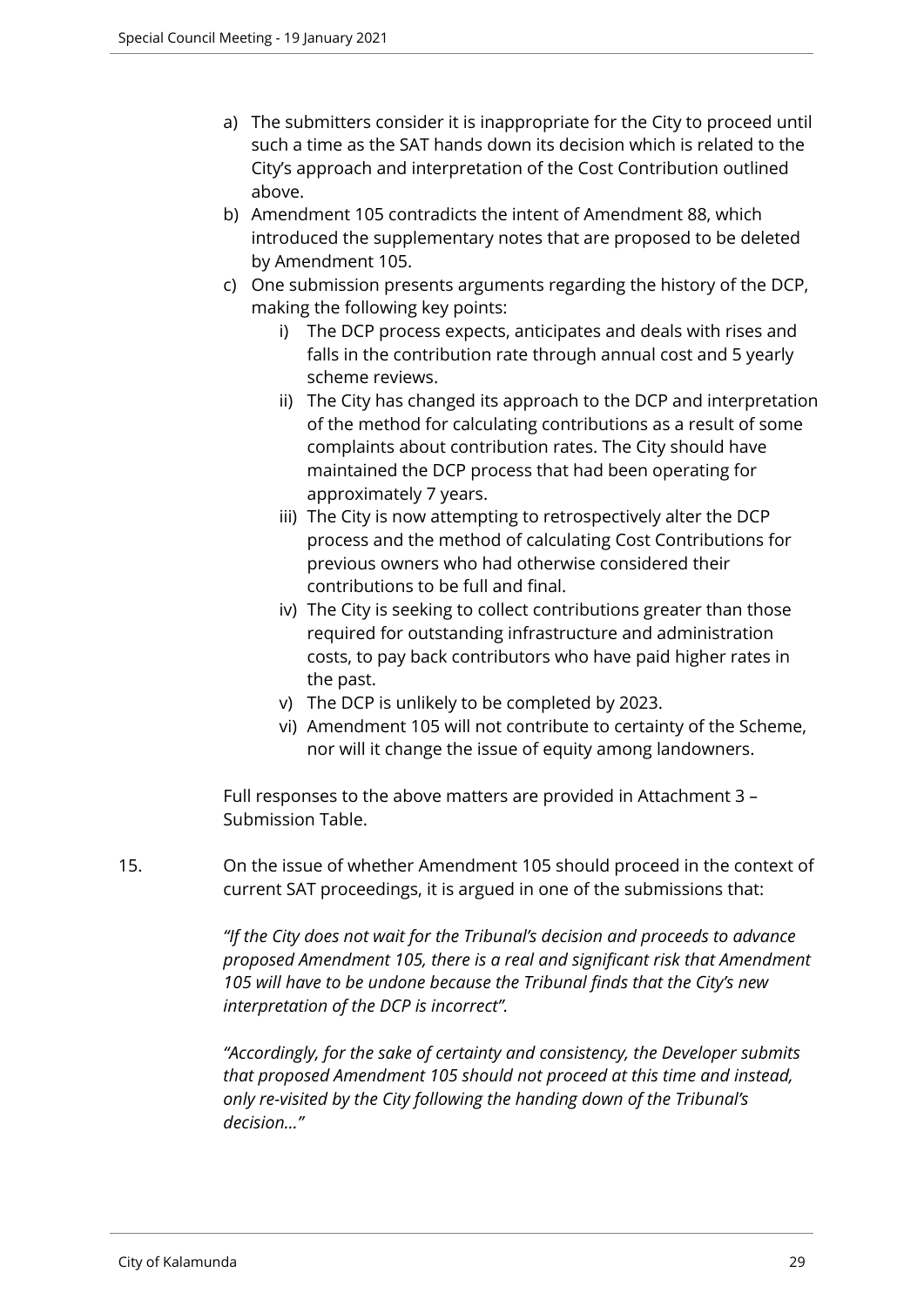a) The submitters consider it is inappropriate for the City to proceed until such a time as the SAT hands down its decision which is related to the City's approach and interpretation of the Cost Contribution outlined above.

b) Amendment 105 contradicts the intent of Amendment 88, which introduced the supplementary notes that are proposed to be deleted by Amendment 105.

c) One submission presents arguments regarding the history of the DCP, making the following key points:

    i) The DCP process expects, anticipates and deals with rises and falls in the contribution rate through annual cost and 5 yearly scheme reviews.

    ii) The City has changed its approach to the DCP and interpretation of the method for calculating contributions as a result of some complaints about contribution rates. The City should have maintained the DCP process that had been operating for approximately 7 years.

    iii) The City is now attempting to retrospectively alter the DCP process and the method of calculating Cost Contributions for previous owners who had otherwise considered their contributions to be full and final.

    iv) The City is seeking to collect contributions greater than those required for outstanding infrastructure and administration costs, to pay back contributors who have paid higher rates in the past.

    v) The DCP is unlikely to be completed by 2023.

    vi) Amendment 105 will not contribute to certainty of the Scheme, nor will it change the issue of equity among landowners.

Full responses to the above matters are provided in Attachment 3 – Submission Table.

15. On the issue of whether Amendment 105 should proceed in the context of current SAT proceedings, it is argued in one of the submissions that:

    *"If the City does not wait for the Tribunal's decision and proceeds to advance proposed Amendment 105, there is a real and significant risk that Amendment 105 will have to be undone because the Tribunal finds that the City's new interpretation of the DCP is incorrect".*

    *"Accordingly, for the sake of certainty and consistency, the Developer submits that proposed Amendment 105 should not proceed at this time and instead, only re-visited by the City following the handing down of the Tribunal's decision…"*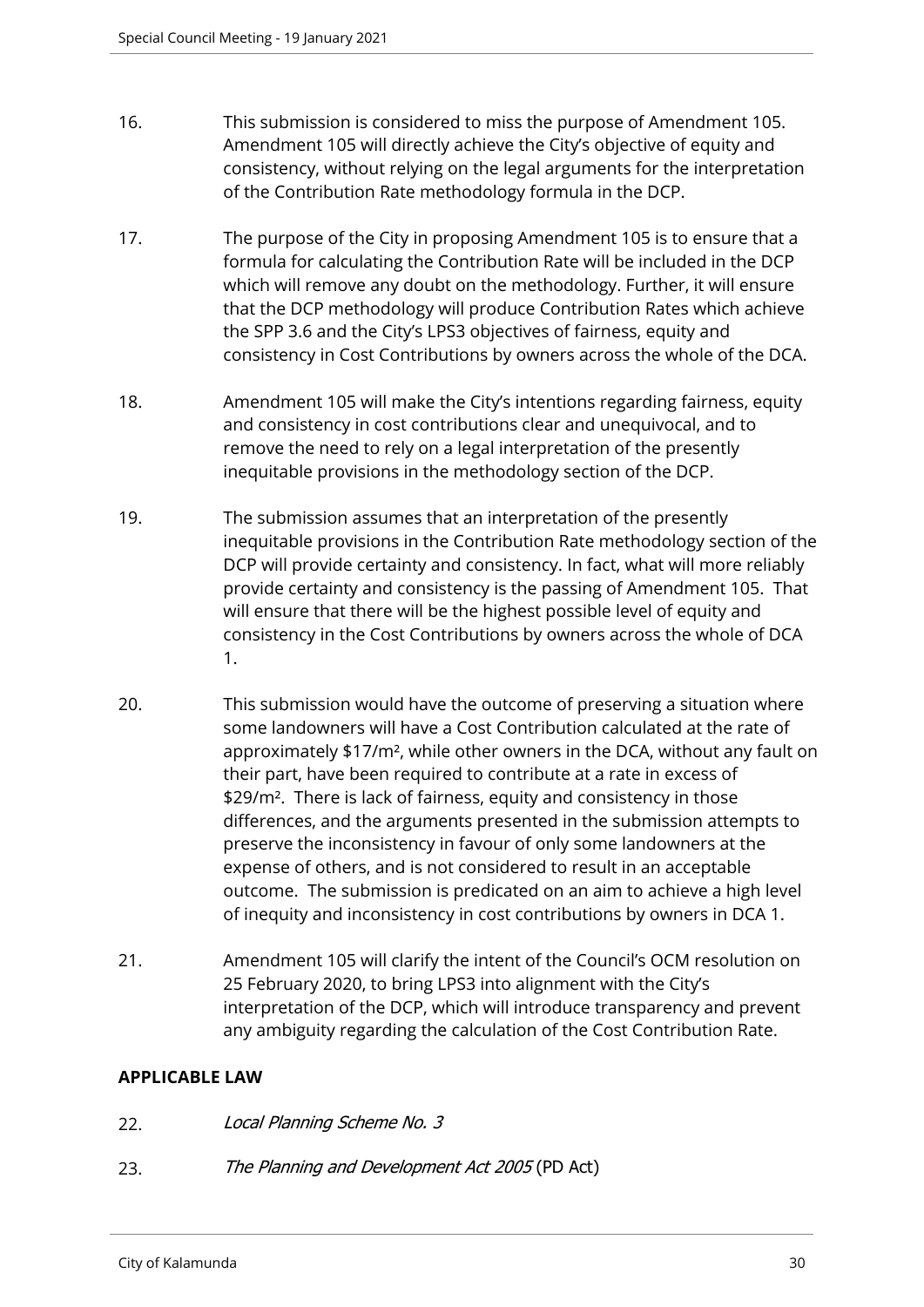16. This submission is considered to miss the purpose of Amendment 105. Amendment 105 will directly achieve the City's objective of equity and consistency, without relying on the legal arguments for the interpretation of the Contribution Rate methodology formula in the DCP.

17. The purpose of the City in proposing Amendment 105 is to ensure that a formula for calculating the Contribution Rate will be included in the DCP which will remove any doubt on the methodology. Further, it will ensure that the DCP methodology will produce Contribution Rates which achieve the SPP 3.6 and the City's LPS3 objectives of fairness, equity and consistency in Cost Contributions by owners across the whole of the DCA.

18. Amendment 105 will make the City's intentions regarding fairness, equity and consistency in cost contributions clear and unequivocal, and to remove the need to rely on a legal interpretation of the presently inequitable provisions in the methodology section of the DCP.

19. The submission assumes that an interpretation of the presently inequitable provisions in the Contribution Rate methodology section of the DCP will provide certainty and consistency. In fact, what will more reliably provide certainty and consistency is the passing of Amendment 105. That will ensure that there will be the highest possible level of equity and consistency in the Cost Contributions by owners across the whole of DCA 1.

20. This submission would have the outcome of preserving a situation where some landowners will have a Cost Contribution calculated at the rate of approximately $17/m², while other owners in the DCA, without any fault on their part, have been required to contribute at a rate in excess of $29/m². There is lack of fairness, equity and consistency in those differences, and the arguments presented in the submission attempts to preserve the inconsistency in favour of only some landowners at the expense of others, and is not considered to result in an acceptable outcome. The submission is predicated on an aim to achieve a high level of inequity and inconsistency in cost contributions by owners in DCA 1.

21. Amendment 105 will clarify the intent of the Council's OCM resolution on 25 February 2020, to bring LPS3 into alignment with the City's interpretation of the DCP, which will introduce transparency and prevent any ambiguity regarding the calculation of the Cost Contribution Rate.

## APPLICABLE LAW

22. *Local Planning Scheme No. 3*

23. *The Planning and Development Act 2005* (PD Act)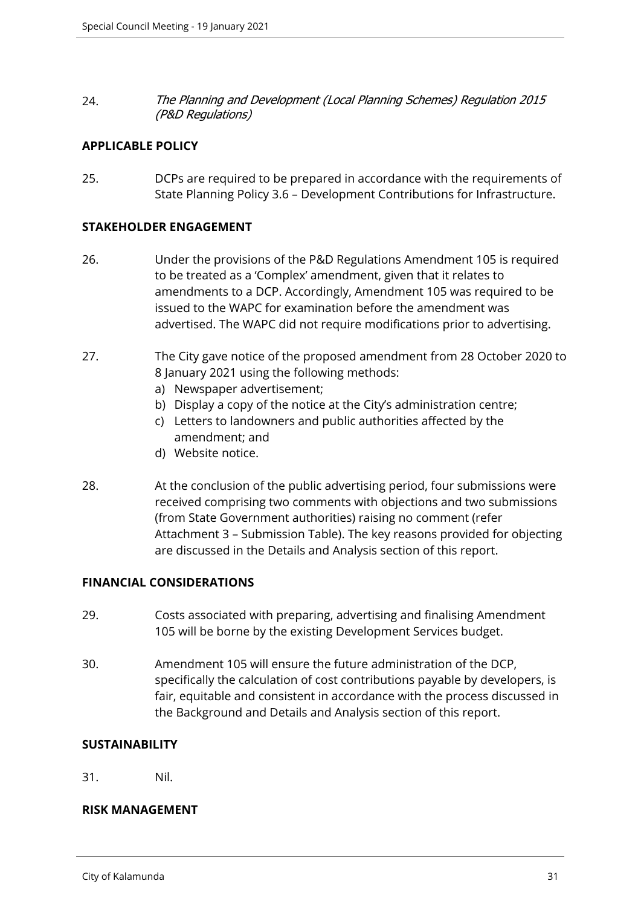24. *The Planning and Development (Local Planning Schemes) Regulation 2015 (P&D Regulations)*

**APPLICABLE POLICY**

25. DCPs are required to be prepared in accordance with the requirements of State Planning Policy 3.6 – Development Contributions for Infrastructure.

**STAKEHOLDER ENGAGEMENT**

26. Under the provisions of the P&D Regulations Amendment 105 is required to be treated as a 'Complex' amendment, given that it relates to amendments to a DCP. Accordingly, Amendment 105 was required to be issued to the WAPC for examination before the amendment was advertised. The WAPC did not require modifications prior to advertising.

27. The City gave notice of the proposed amendment from 28 October 2020 to 8 January 2021 using the following methods:
    a) Newspaper advertisement;
    b) Display a copy of the notice at the City's administration centre;
    c) Letters to landowners and public authorities affected by the amendment; and
    d) Website notice.

28. At the conclusion of the public advertising period, four submissions were received comprising two comments with objections and two submissions (from State Government authorities) raising no comment (refer Attachment 3 – Submission Table). The key reasons provided for objecting are discussed in the Details and Analysis section of this report.

**FINANCIAL CONSIDERATIONS**

29. Costs associated with preparing, advertising and finalising Amendment 105 will be borne by the existing Development Services budget.

30. Amendment 105 will ensure the future administration of the DCP, specifically the calculation of cost contributions payable by developers, is fair, equitable and consistent in accordance with the process discussed in the Background and Details and Analysis section of this report.

**SUSTAINABILITY**

31. Nil.

**RISK MANAGEMENT**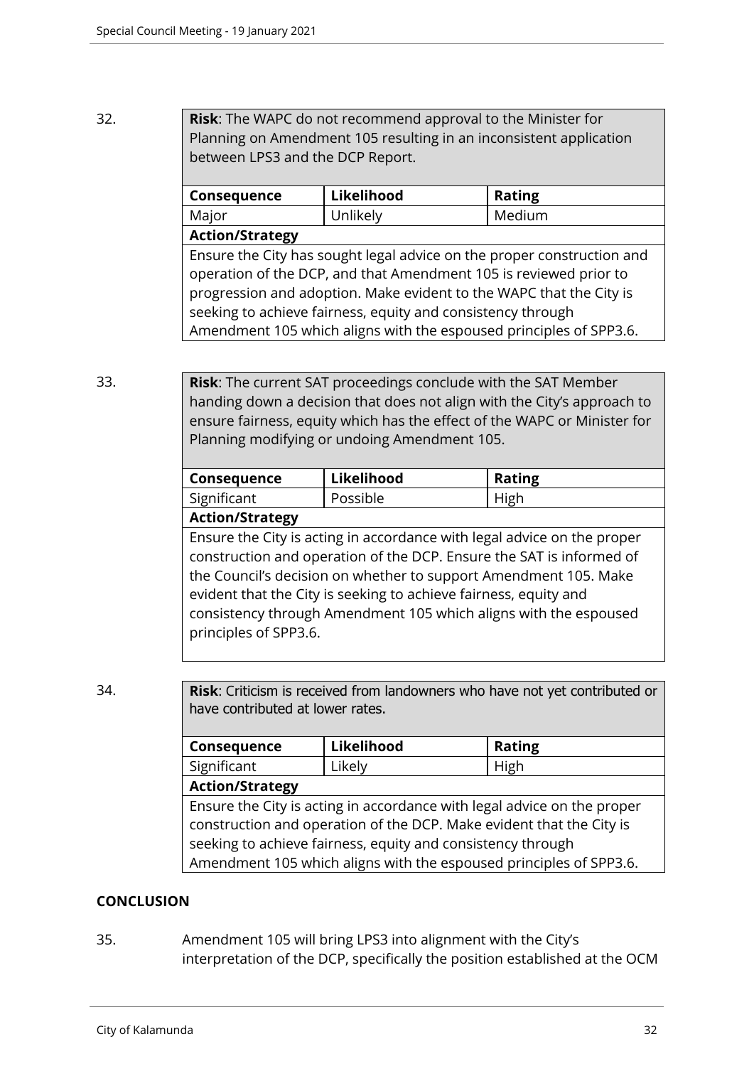32. **Risk**: The WAPC do not recommend approval to the Minister for Planning on Amendment 105 resulting in an inconsistent application between LPS3 and the DCP Report.

| Consequence | Likelihood | Rating |
| --- | --- | --- |
| Major | Unlikely | Medium |
| **Action/Strategy** | | |
| Ensure the City has sought legal advice on the proper construction and operation of the DCP, and that Amendment 105 is reviewed prior to progression and adoption. Make evident to the WAPC that the City is seeking to achieve fairness, equity and consistency through Amendment 105 which aligns with the espoused principles of SPP3.6. | | |

33. **Risk**: The current SAT proceedings conclude with the SAT Member handing down a decision that does not align with the City's approach to ensure fairness, equity which has the effect of the WAPC or Minister for Planning modifying or undoing Amendment 105.

| Consequence | Likelihood | Rating |
| --- | --- | --- |
| Significant | Possible | High |
| **Action/Strategy** | | |
| Ensure the City is acting in accordance with legal advice on the proper construction and operation of the DCP. Ensure the SAT is informed of the Council's decision on whether to support Amendment 105. Make evident that the City is seeking to achieve fairness, equity and consistency through Amendment 105 which aligns with the espoused principles of SPP3.6. | | |

34. **Risk**: Criticism is received from landowners who have not yet contributed or have contributed at lower rates.

| Consequence | Likelihood | Rating |
| --- | --- | --- |
| Significant | Likely | High |
| **Action/Strategy** | | |
| Ensure the City is acting in accordance with legal advice on the proper construction and operation of the DCP. Make evident that the City is seeking to achieve fairness, equity and consistency through Amendment 105 which aligns with the espoused principles of SPP3.6. | | |

## CONCLUSION

35. Amendment 105 will bring LPS3 into alignment with the City's interpretation of the DCP, specifically the position established at the OCM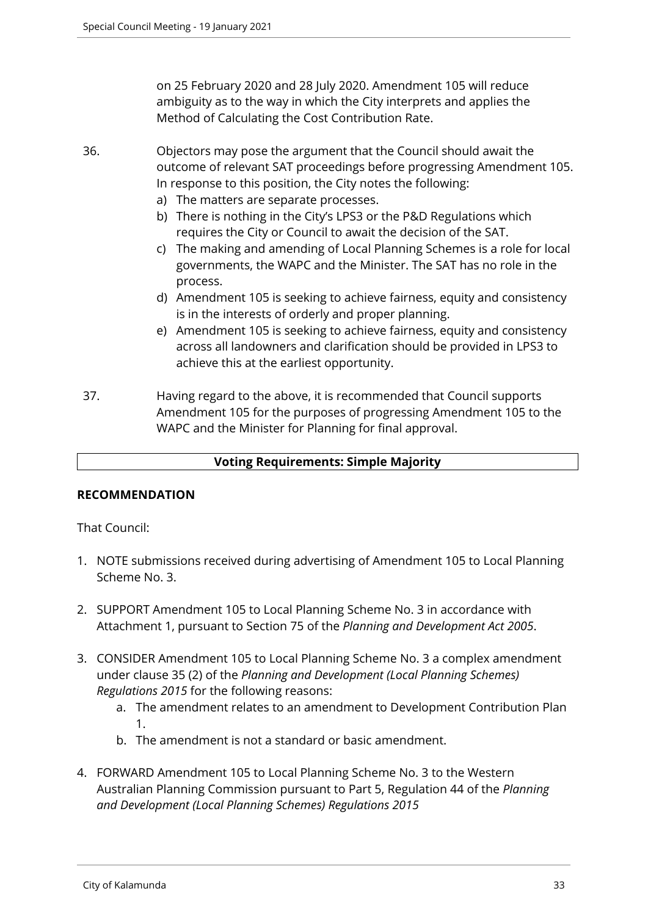on 25 February 2020 and 28 July 2020. Amendment 105 will reduce ambiguity as to the way in which the City interprets and applies the Method of Calculating the Cost Contribution Rate.

36. Objectors may pose the argument that the Council should await the outcome of relevant SAT proceedings before progressing Amendment 105. In response to this position, the City notes the following:
    a) The matters are separate processes.
    b) There is nothing in the City's LPS3 or the P&D Regulations which requires the City or Council to await the decision of the SAT.
    c) The making and amending of Local Planning Schemes is a role for local governments, the WAPC and the Minister. The SAT has no role in the process.
    d) Amendment 105 is seeking to achieve fairness, equity and consistency is in the interests of orderly and proper planning.
    e) Amendment 105 is seeking to achieve fairness, equity and consistency across all landowners and clarification should be provided in LPS3 to achieve this at the earliest opportunity.

37. Having regard to the above, it is recommended that Council supports Amendment 105 for the purposes of progressing Amendment 105 to the WAPC and the Minister for Planning for final approval.

| **Voting Requirements: Simple Majority** |
|---|

**RECOMMENDATION**

That Council:

1. NOTE submissions received during advertising of Amendment 105 to Local Planning Scheme No. 3.

2. SUPPORT Amendment 105 to Local Planning Scheme No. 3 in accordance with Attachment 1, pursuant to Section 75 of the *Planning and Development Act 2005*.

3. CONSIDER Amendment 105 to Local Planning Scheme No. 3 a complex amendment under clause 35 (2) of the *Planning and Development (Local Planning Schemes) Regulations 2015* for the following reasons:
    a. The amendment relates to an amendment to Development Contribution Plan 1.
    b. The amendment is not a standard or basic amendment.

4. FORWARD Amendment 105 to Local Planning Scheme No. 3 to the Western Australian Planning Commission pursuant to Part 5, Regulation 44 of the *Planning and Development (Local Planning Schemes) Regulations 2015*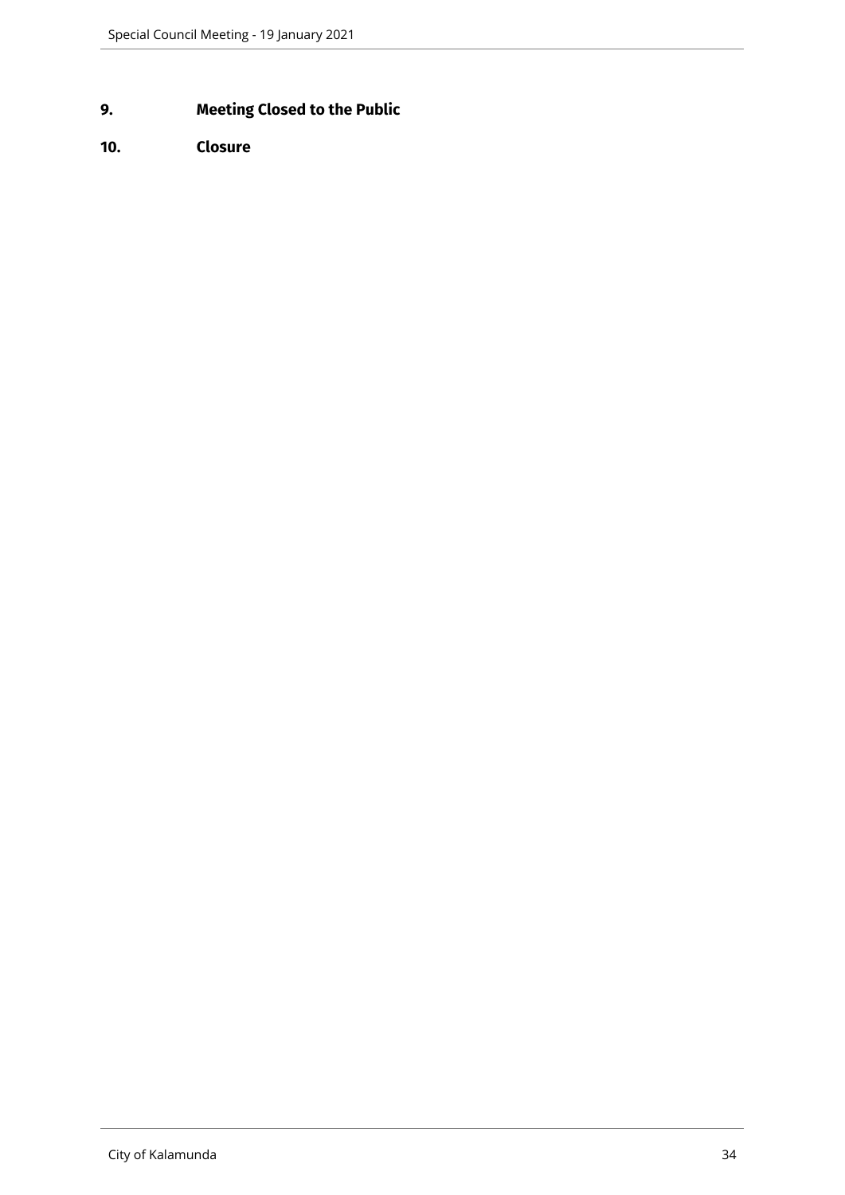## 9. Meeting Closed to the Public

## 10. Closure